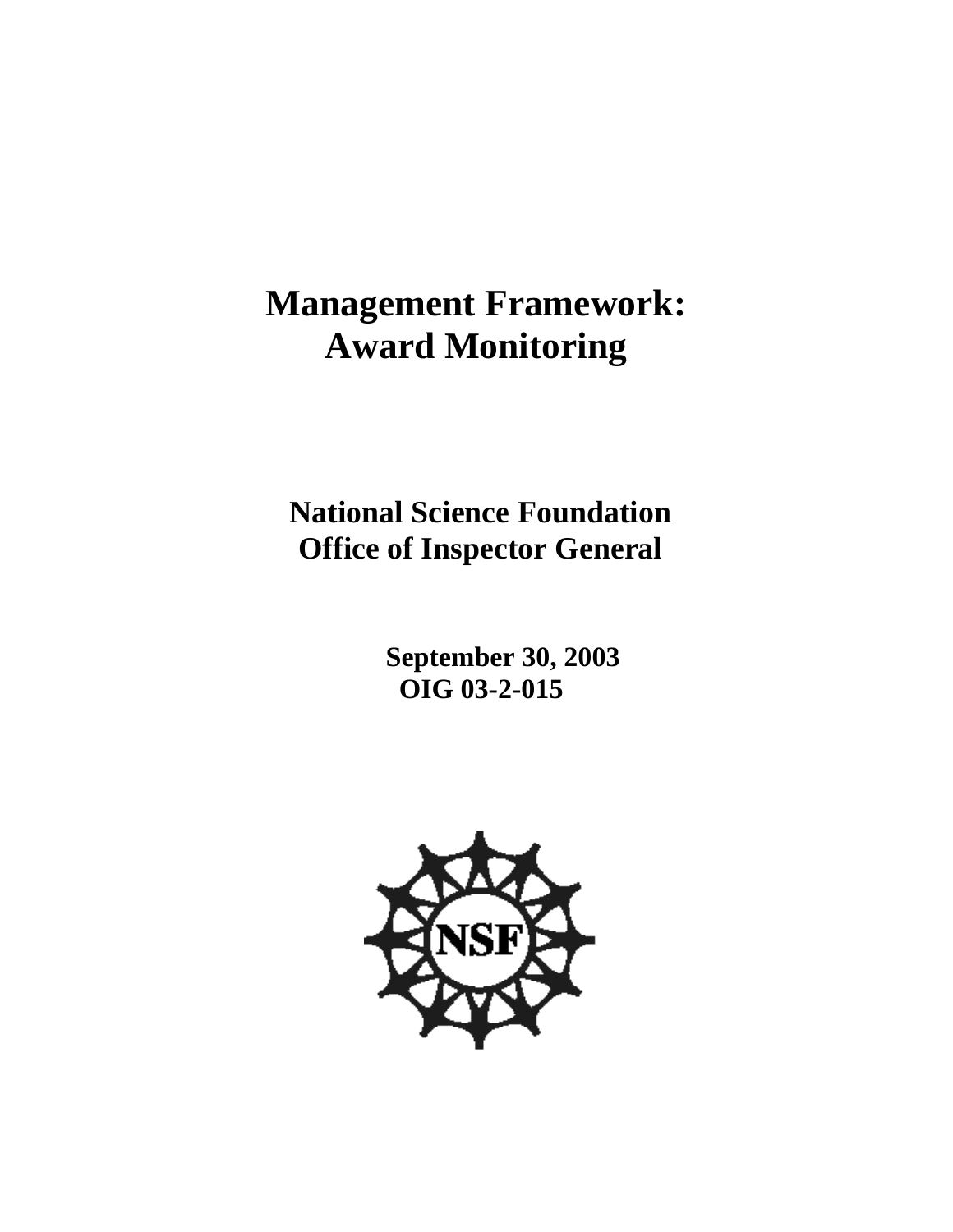# Management Framework: Award Monitoring

## National Science Foundation Office of Inspector General

**September 30, 2003**
**OIG 03-2-015**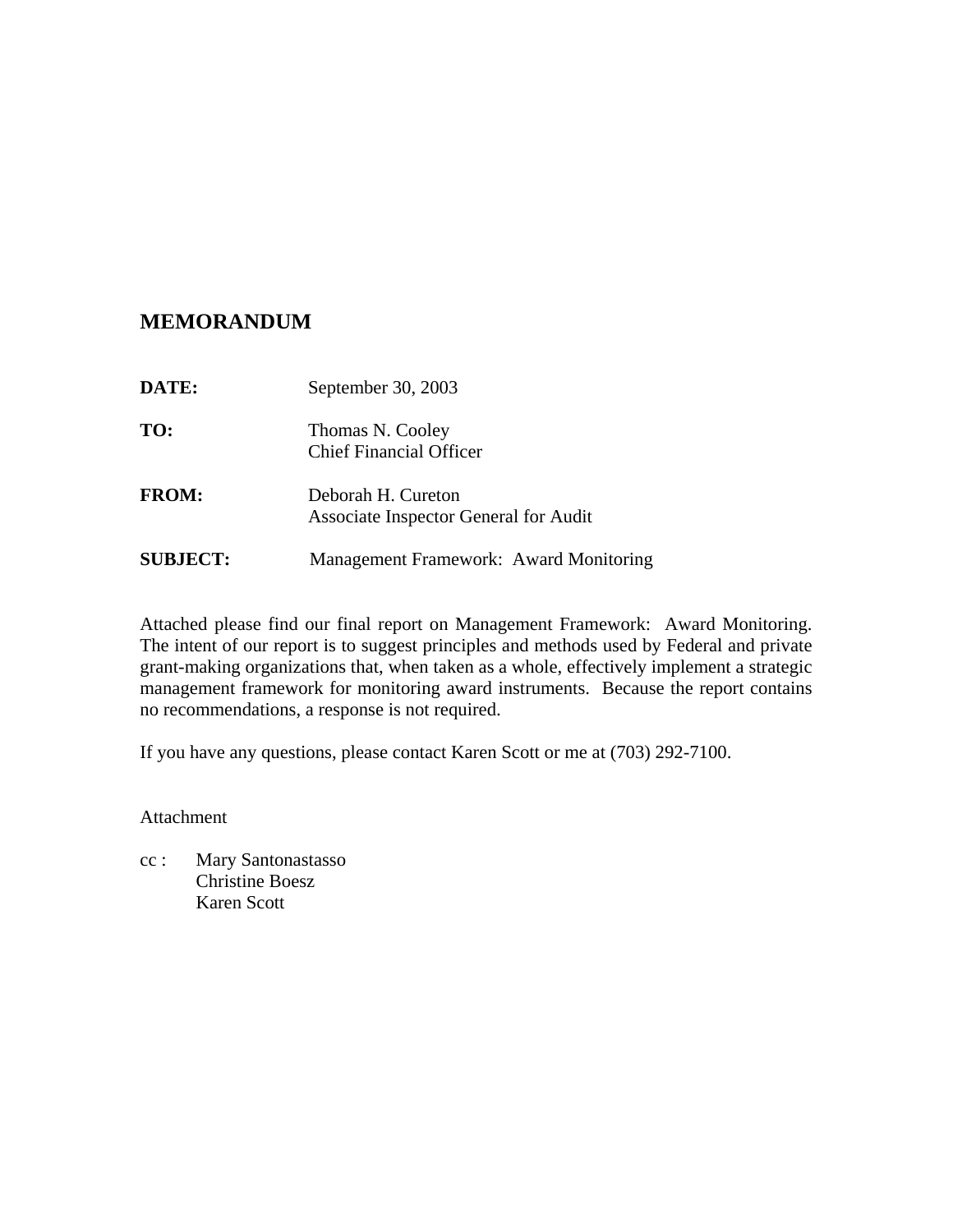# MEMORANDUM

**DATE:** September 30, 2003

**TO:** Thomas N. Cooley
Chief Financial Officer

**FROM:** Deborah H. Cureton
Associate Inspector General for Audit

**SUBJECT:** Management Framework: Award Monitoring

Attached please find our final report on Management Framework: Award Monitoring. The intent of our report is to suggest principles and methods used by Federal and private grant-making organizations that, when taken as a whole, effectively implement a strategic management framework for monitoring award instruments. Because the report contains no recommendations, a response is not required.

If you have any questions, please contact Karen Scott or me at (703) 292-7100.

Attachment

cc : Mary Santonastasso
Christine Boesz
Karen Scott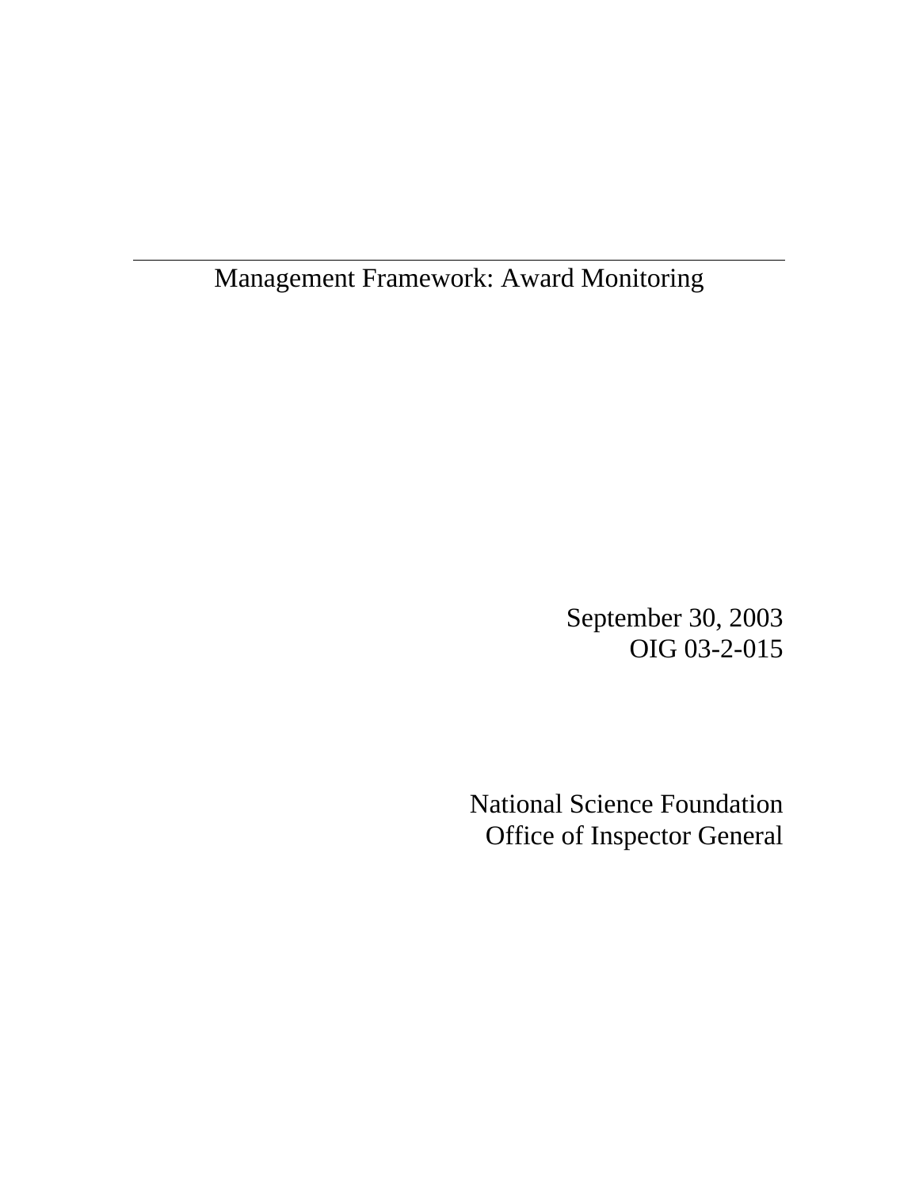# Management Framework: Award Monitoring

September 30, 2003
OIG 03-2-015

National Science Foundation
Office of Inspector General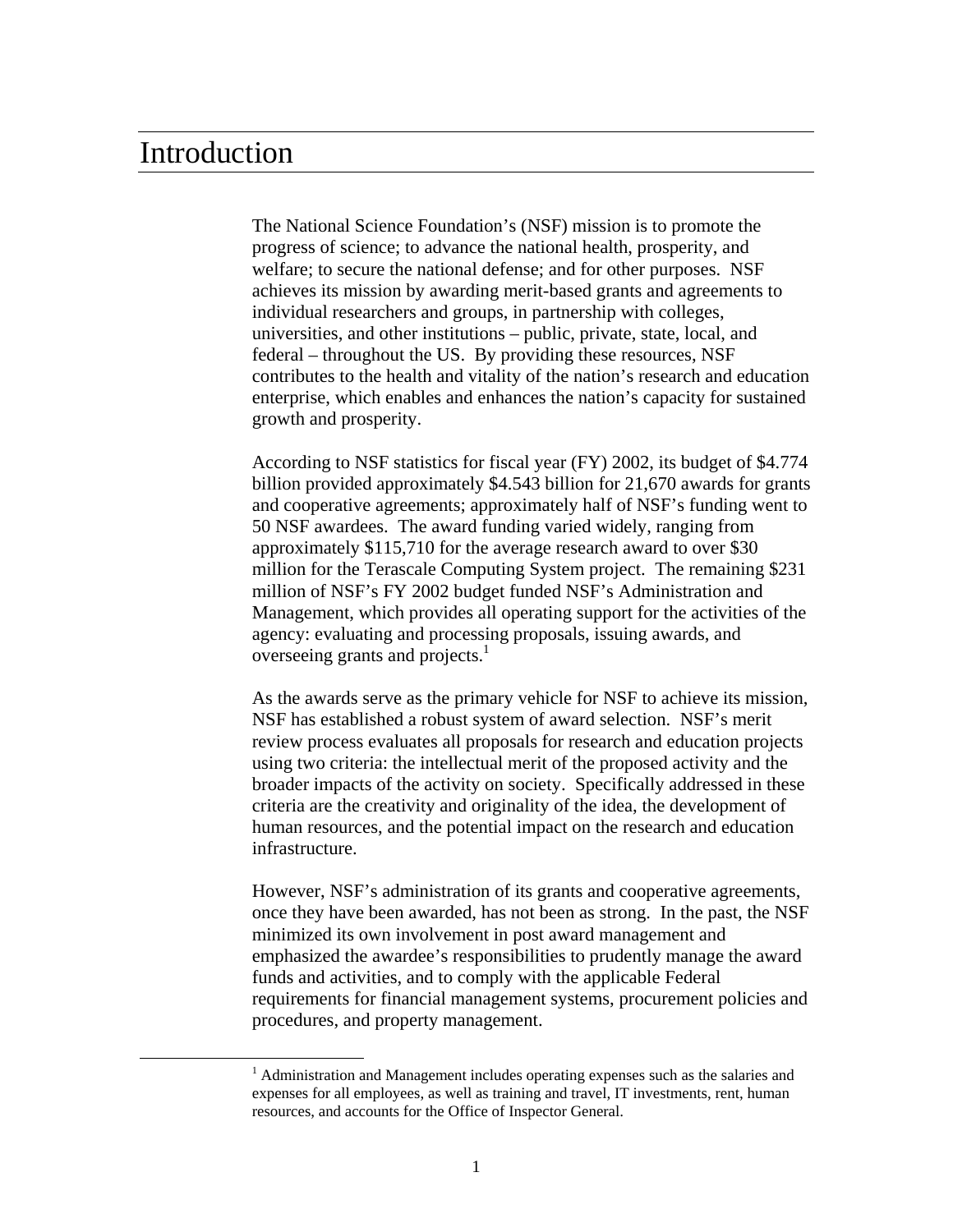# Introduction

The National Science Foundation's (NSF) mission is to promote the progress of science; to advance the national health, prosperity, and welfare; to secure the national defense; and for other purposes. NSF achieves its mission by awarding merit-based grants and agreements to individual researchers and groups, in partnership with colleges, universities, and other institutions – public, private, state, local, and federal – throughout the US. By providing these resources, NSF contributes to the health and vitality of the nation's research and education enterprise, which enables and enhances the nation's capacity for sustained growth and prosperity.

According to NSF statistics for fiscal year (FY) 2002, its budget of $4.774 billion provided approximately $4.543 billion for 21,670 awards for grants and cooperative agreements; approximately half of NSF's funding went to 50 NSF awardees. The award funding varied widely, ranging from approximately $115,710 for the average research award to over $30 million for the Terascale Computing System project. The remaining $231 million of NSF's FY 2002 budget funded NSF's Administration and Management, which provides all operating support for the activities of the agency: evaluating and processing proposals, issuing awards, and overseeing grants and projects.[1]

As the awards serve as the primary vehicle for NSF to achieve its mission, NSF has established a robust system of award selection. NSF's merit review process evaluates all proposals for research and education projects using two criteria: the intellectual merit of the proposed activity and the broader impacts of the activity on society. Specifically addressed in these criteria are the creativity and originality of the idea, the development of human resources, and the potential impact on the research and education infrastructure.

However, NSF's administration of its grants and cooperative agreements, once they have been awarded, has not been as strong. In the past, the NSF minimized its own involvement in post award management and emphasized the awardee's responsibilities to prudently manage the award funds and activities, and to comply with the applicable Federal requirements for financial management systems, procurement policies and procedures, and property management.

[1] Administration and Management includes operating expenses such as the salaries and expenses for all employees, as well as training and travel, IT investments, rent, human resources, and accounts for the Office of Inspector General.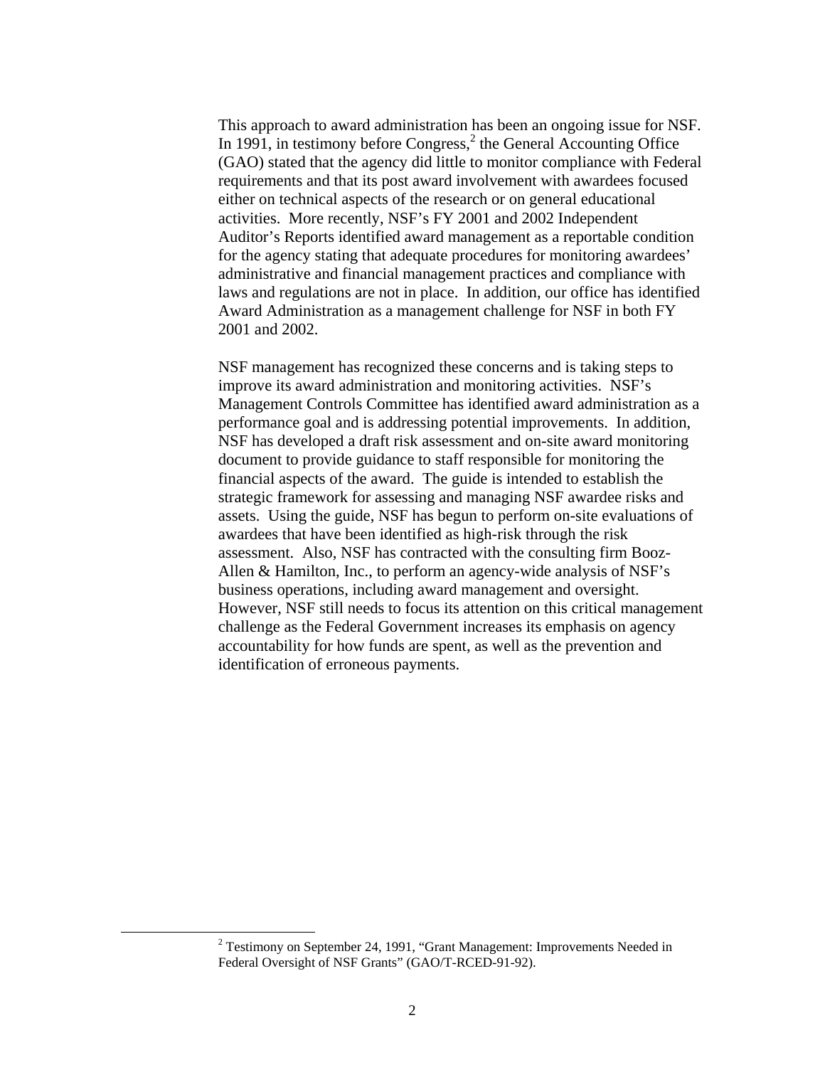This approach to award administration has been an ongoing issue for NSF. In 1991, in testimony before Congress,[2] the General Accounting Office (GAO) stated that the agency did little to monitor compliance with Federal requirements and that its post award involvement with awardees focused either on technical aspects of the research or on general educational activities. More recently, NSF's FY 2001 and 2002 Independent Auditor's Reports identified award management as a reportable condition for the agency stating that adequate procedures for monitoring awardees' administrative and financial management practices and compliance with laws and regulations are not in place. In addition, our office has identified Award Administration as a management challenge for NSF in both FY 2001 and 2002.

NSF management has recognized these concerns and is taking steps to improve its award administration and monitoring activities. NSF's Management Controls Committee has identified award administration as a performance goal and is addressing potential improvements. In addition, NSF has developed a draft risk assessment and on-site award monitoring document to provide guidance to staff responsible for monitoring the financial aspects of the award. The guide is intended to establish the strategic framework for assessing and managing NSF awardee risks and assets. Using the guide, NSF has begun to perform on-site evaluations of awardees that have been identified as high-risk through the risk assessment. Also, NSF has contracted with the consulting firm Booz-Allen & Hamilton, Inc., to perform an agency-wide analysis of NSF's business operations, including award management and oversight. However, NSF still needs to focus its attention on this critical management challenge as the Federal Government increases its emphasis on agency accountability for how funds are spent, as well as the prevention and identification of erroneous payments.

[2] Testimony on September 24, 1991, "Grant Management: Improvements Needed in Federal Oversight of NSF Grants" (GAO/T-RCED-91-92).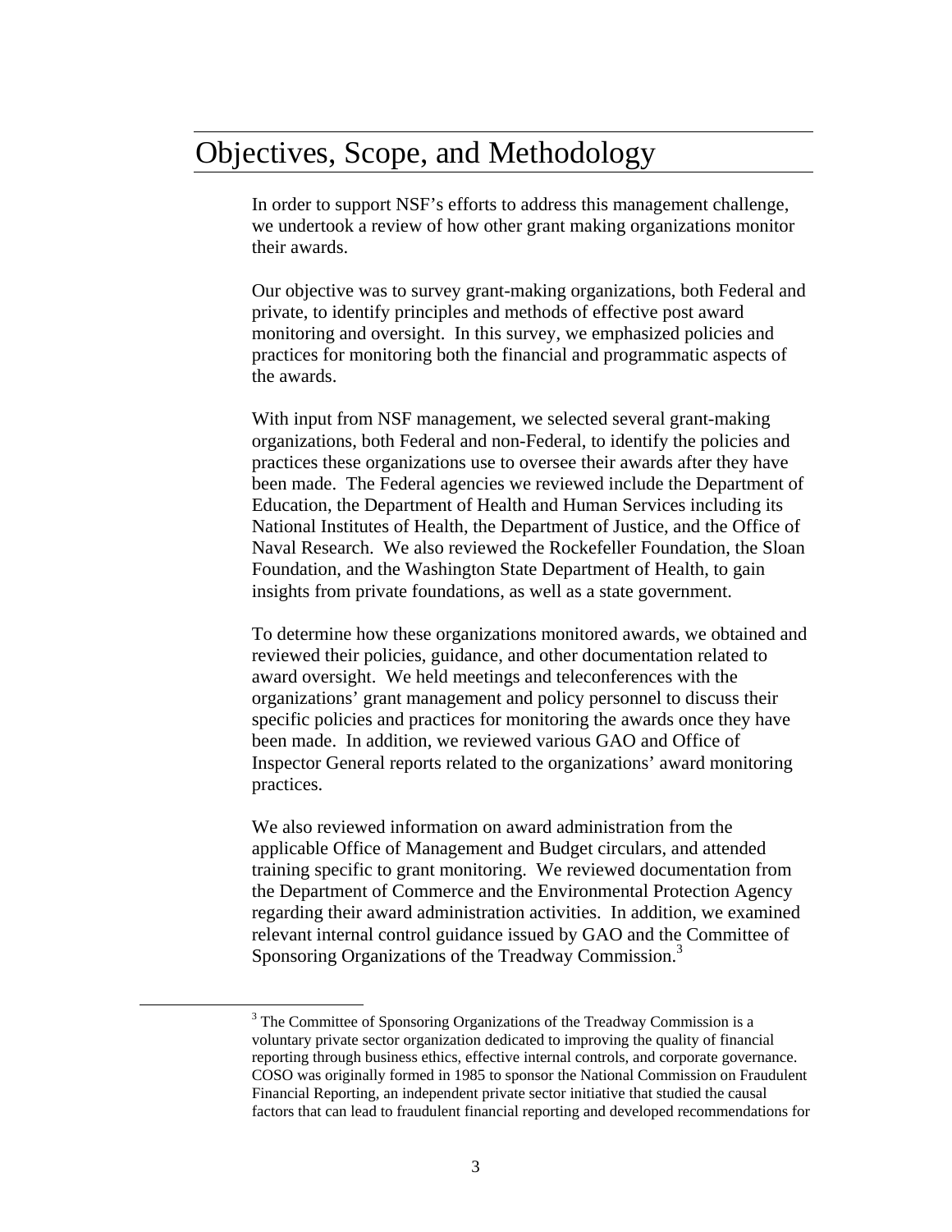# Objectives, Scope, and Methodology

In order to support NSF's efforts to address this management challenge, we undertook a review of how other grant making organizations monitor their awards.

Our objective was to survey grant-making organizations, both Federal and private, to identify principles and methods of effective post award monitoring and oversight. In this survey, we emphasized policies and practices for monitoring both the financial and programmatic aspects of the awards.

With input from NSF management, we selected several grant-making organizations, both Federal and non-Federal, to identify the policies and practices these organizations use to oversee their awards after they have been made. The Federal agencies we reviewed include the Department of Education, the Department of Health and Human Services including its National Institutes of Health, the Department of Justice, and the Office of Naval Research. We also reviewed the Rockefeller Foundation, the Sloan Foundation, and the Washington State Department of Health, to gain insights from private foundations, as well as a state government.

To determine how these organizations monitored awards, we obtained and reviewed their policies, guidance, and other documentation related to award oversight. We held meetings and teleconferences with the organizations' grant management and policy personnel to discuss their specific policies and practices for monitoring the awards once they have been made. In addition, we reviewed various GAO and Office of Inspector General reports related to the organizations' award monitoring practices.

We also reviewed information on award administration from the applicable Office of Management and Budget circulars, and attended training specific to grant monitoring. We reviewed documentation from the Department of Commerce and the Environmental Protection Agency regarding their award administration activities. In addition, we examined relevant internal control guidance issued by GAO and the Committee of Sponsoring Organizations of the Treadway Commission.[3]

---

[3] The Committee of Sponsoring Organizations of the Treadway Commission is a voluntary private sector organization dedicated to improving the quality of financial reporting through business ethics, effective internal controls, and corporate governance. COSO was originally formed in 1985 to sponsor the National Commission on Fraudulent Financial Reporting, an independent private sector initiative that studied the causal factors that can lead to fraudulent financial reporting and developed recommendations for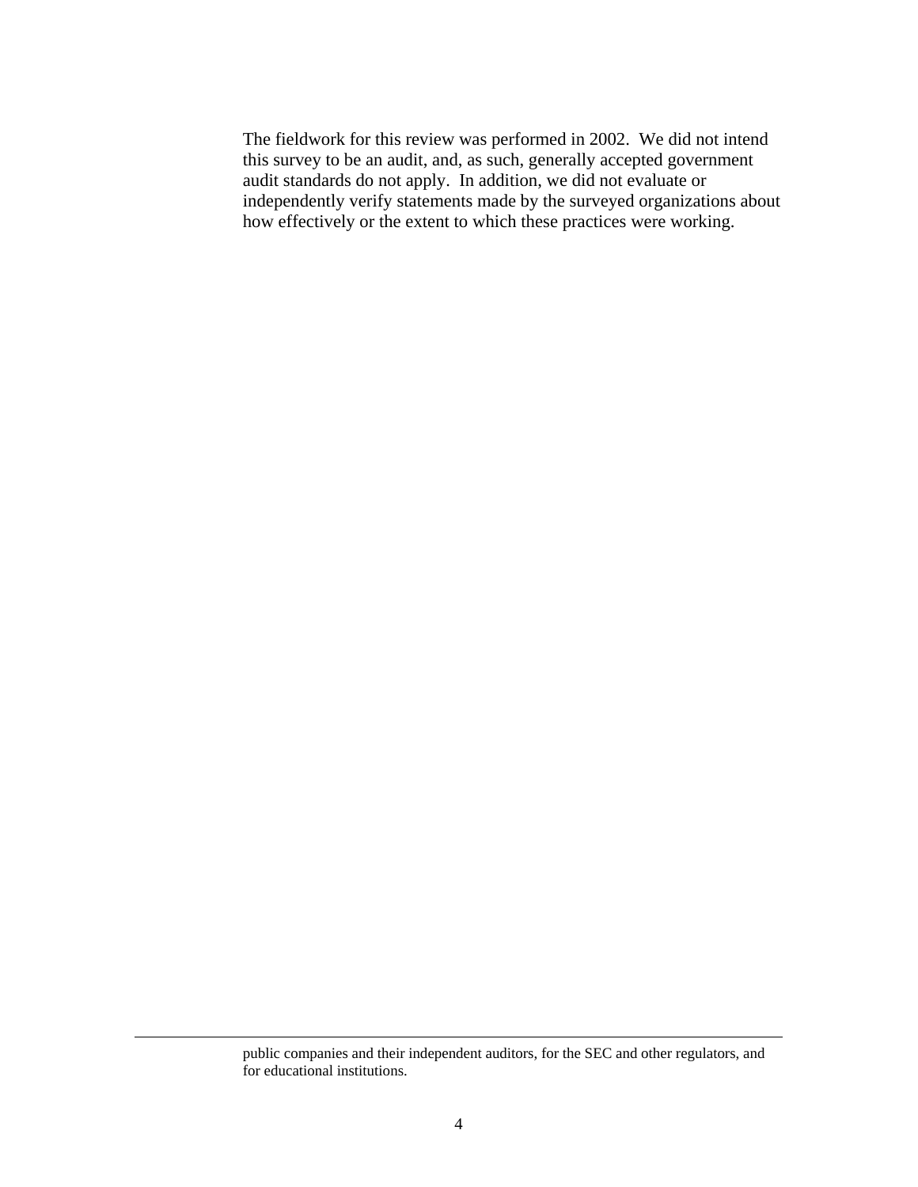The fieldwork for this review was performed in 2002. We did not intend this survey to be an audit, and, as such, generally accepted government audit standards do not apply. In addition, we did not evaluate or independently verify statements made by the surveyed organizations about how effectively or the extent to which these practices were working.

---

public companies and their independent auditors, for the SEC and other regulators, and for educational institutions.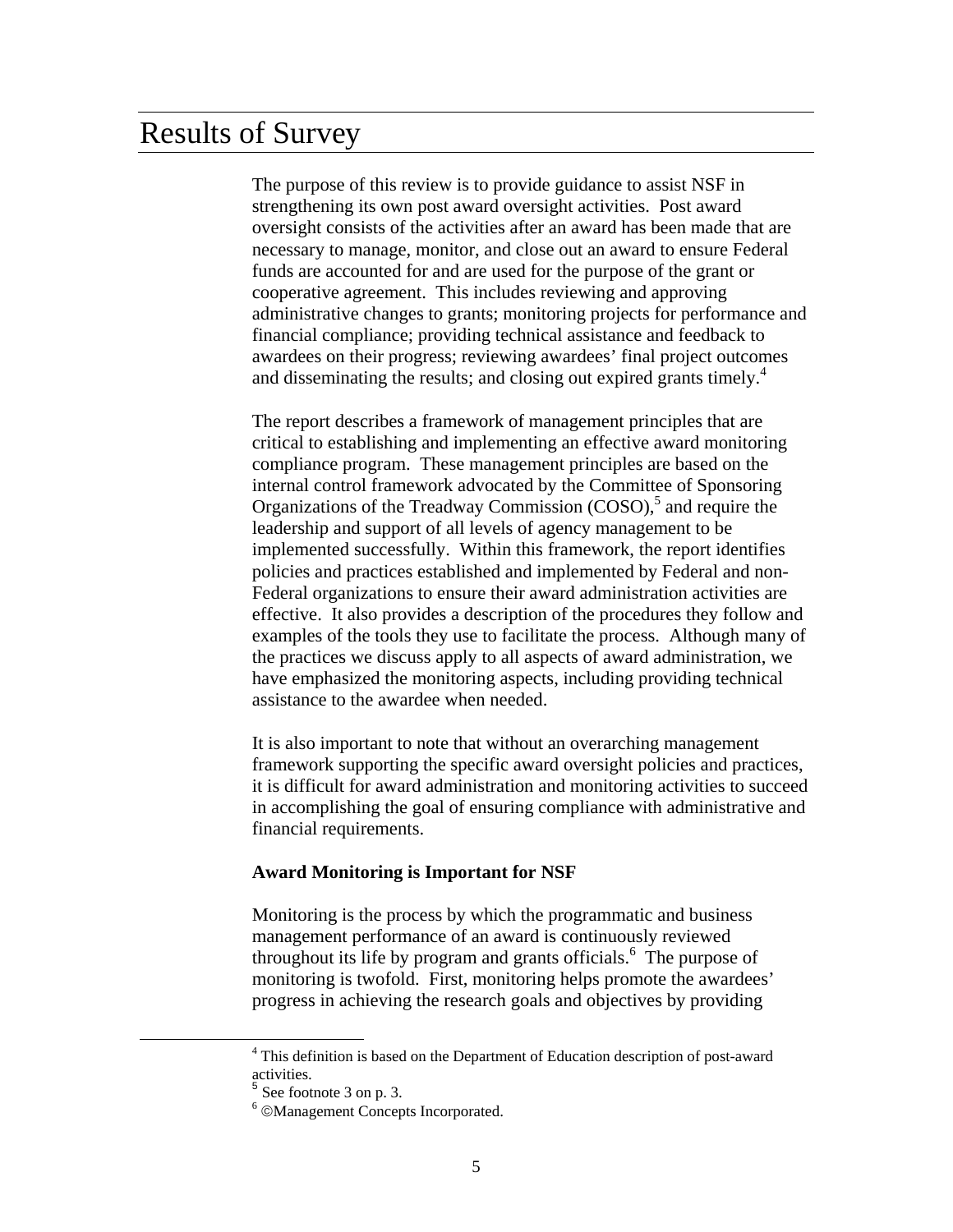# Results of Survey

The purpose of this review is to provide guidance to assist NSF in strengthening its own post award oversight activities. Post award oversight consists of the activities after an award has been made that are necessary to manage, monitor, and close out an award to ensure Federal funds are accounted for and are used for the purpose of the grant or cooperative agreement. This includes reviewing and approving administrative changes to grants; monitoring projects for performance and financial compliance; providing technical assistance and feedback to awardees on their progress; reviewing awardees' final project outcomes and disseminating the results; and closing out expired grants timely.[4]

The report describes a framework of management principles that are critical to establishing and implementing an effective award monitoring compliance program. These management principles are based on the internal control framework advocated by the Committee of Sponsoring Organizations of the Treadway Commission (COSO),[5] and require the leadership and support of all levels of agency management to be implemented successfully. Within this framework, the report identifies policies and practices established and implemented by Federal and non-Federal organizations to ensure their award administration activities are effective. It also provides a description of the procedures they follow and examples of the tools they use to facilitate the process. Although many of the practices we discuss apply to all aspects of award administration, we have emphasized the monitoring aspects, including providing technical assistance to the awardee when needed.

It is also important to note that without an overarching management framework supporting the specific award oversight policies and practices, it is difficult for award administration and monitoring activities to succeed in accomplishing the goal of ensuring compliance with administrative and financial requirements.

**Award Monitoring is Important for NSF**

Monitoring is the process by which the programmatic and business management performance of an award is continuously reviewed throughout its life by program and grants officials.[6] The purpose of monitoring is twofold. First, monitoring helps promote the awardees' progress in achieving the research goals and objectives by providing

---

[4] This definition is based on the Department of Education description of post-award activities.

[5] See footnote 3 on p. 3.

[6] ©Management Concepts Incorporated.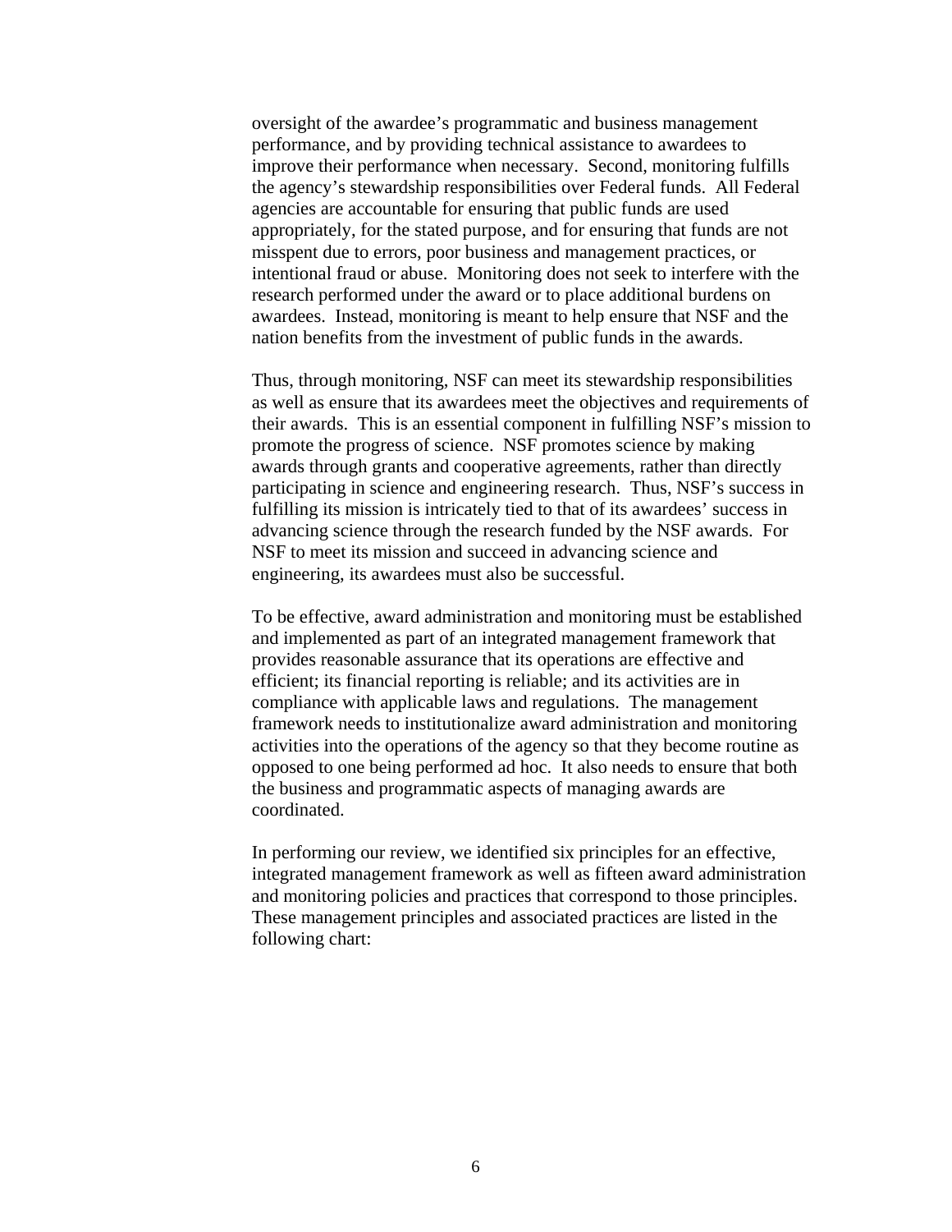oversight of the awardee's programmatic and business management performance, and by providing technical assistance to awardees to improve their performance when necessary. Second, monitoring fulfills the agency's stewardship responsibilities over Federal funds. All Federal agencies are accountable for ensuring that public funds are used appropriately, for the stated purpose, and for ensuring that funds are not misspent due to errors, poor business and management practices, or intentional fraud or abuse. Monitoring does not seek to interfere with the research performed under the award or to place additional burdens on awardees. Instead, monitoring is meant to help ensure that NSF and the nation benefits from the investment of public funds in the awards.

Thus, through monitoring, NSF can meet its stewardship responsibilities as well as ensure that its awardees meet the objectives and requirements of their awards. This is an essential component in fulfilling NSF's mission to promote the progress of science. NSF promotes science by making awards through grants and cooperative agreements, rather than directly participating in science and engineering research. Thus, NSF's success in fulfilling its mission is intricately tied to that of its awardees' success in advancing science through the research funded by the NSF awards. For NSF to meet its mission and succeed in advancing science and engineering, its awardees must also be successful.

To be effective, award administration and monitoring must be established and implemented as part of an integrated management framework that provides reasonable assurance that its operations are effective and efficient; its financial reporting is reliable; and its activities are in compliance with applicable laws and regulations. The management framework needs to institutionalize award administration and monitoring activities into the operations of the agency so that they become routine as opposed to one being performed ad hoc. It also needs to ensure that both the business and programmatic aspects of managing awards are coordinated.

In performing our review, we identified six principles for an effective, integrated management framework as well as fifteen award administration and monitoring policies and practices that correspond to those principles. These management principles and associated practices are listed in the following chart: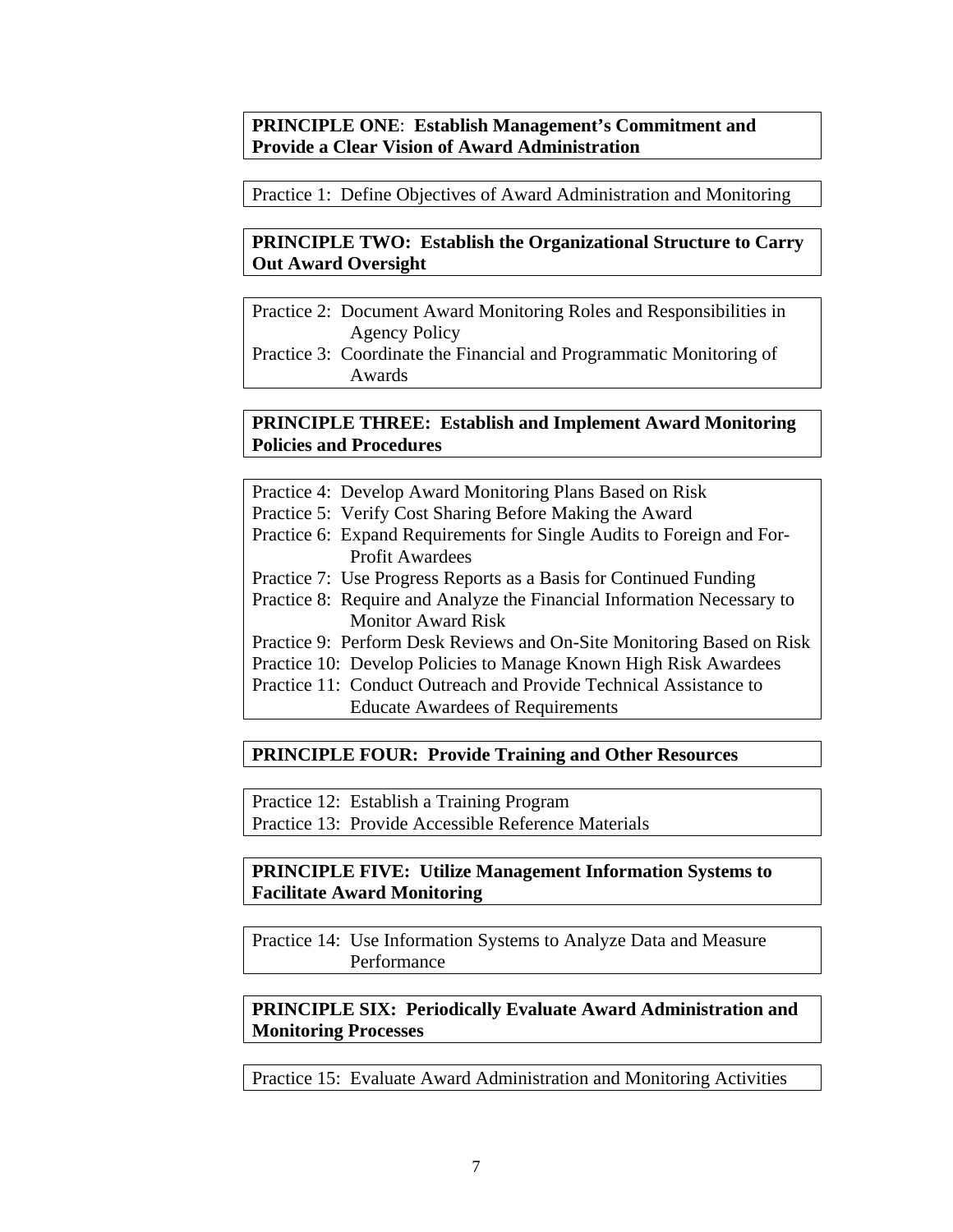**PRINCIPLE ONE**: **Establish Management's Commitment and Provide a Clear Vision of Award Administration**

Practice 1: Define Objectives of Award Administration and Monitoring

**PRINCIPLE TWO: Establish the Organizational Structure to Carry Out Award Oversight**

Practice 2: Document Award Monitoring Roles and Responsibilities in Agency Policy
Practice 3: Coordinate the Financial and Programmatic Monitoring of Awards

**PRINCIPLE THREE: Establish and Implement Award Monitoring Policies and Procedures**

Practice 4: Develop Award Monitoring Plans Based on Risk
Practice 5: Verify Cost Sharing Before Making the Award
Practice 6: Expand Requirements for Single Audits to Foreign and For-Profit Awardees
Practice 7: Use Progress Reports as a Basis for Continued Funding
Practice 8: Require and Analyze the Financial Information Necessary to Monitor Award Risk
Practice 9: Perform Desk Reviews and On-Site Monitoring Based on Risk
Practice 10: Develop Policies to Manage Known High Risk Awardees
Practice 11: Conduct Outreach and Provide Technical Assistance to Educate Awardees of Requirements

**PRINCIPLE FOUR: Provide Training and Other Resources**

Practice 12: Establish a Training Program
Practice 13: Provide Accessible Reference Materials

**PRINCIPLE FIVE: Utilize Management Information Systems to Facilitate Award Monitoring**

Practice 14: Use Information Systems to Analyze Data and Measure Performance

**PRINCIPLE SIX: Periodically Evaluate Award Administration and Monitoring Processes**

Practice 15: Evaluate Award Administration and Monitoring Activities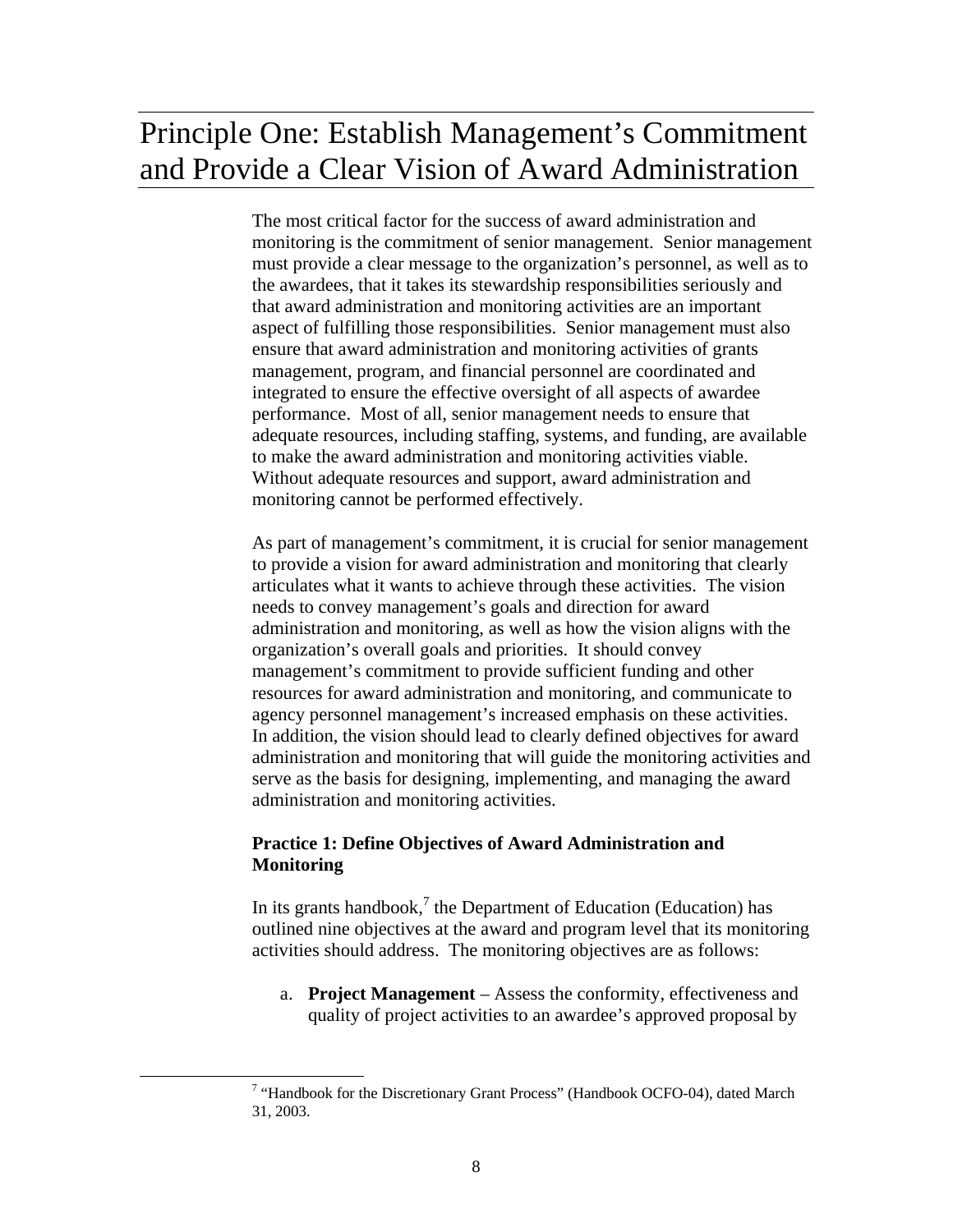# Principle One: Establish Management's Commitment and Provide a Clear Vision of Award Administration

The most critical factor for the success of award administration and monitoring is the commitment of senior management. Senior management must provide a clear message to the organization's personnel, as well as to the awardees, that it takes its stewardship responsibilities seriously and that award administration and monitoring activities are an important aspect of fulfilling those responsibilities. Senior management must also ensure that award administration and monitoring activities of grants management, program, and financial personnel are coordinated and integrated to ensure the effective oversight of all aspects of awardee performance. Most of all, senior management needs to ensure that adequate resources, including staffing, systems, and funding, are available to make the award administration and monitoring activities viable. Without adequate resources and support, award administration and monitoring cannot be performed effectively.

As part of management's commitment, it is crucial for senior management to provide a vision for award administration and monitoring that clearly articulates what it wants to achieve through these activities. The vision needs to convey management's goals and direction for award administration and monitoring, as well as how the vision aligns with the organization's overall goals and priorities. It should convey management's commitment to provide sufficient funding and other resources for award administration and monitoring, and communicate to agency personnel management's increased emphasis on these activities. In addition, the vision should lead to clearly defined objectives for award administration and monitoring that will guide the monitoring activities and serve as the basis for designing, implementing, and managing the award administration and monitoring activities.

**Practice 1: Define Objectives of Award Administration and Monitoring**

In its grants handbook,[7] the Department of Education (Education) has outlined nine objectives at the award and program level that its monitoring activities should address. The monitoring objectives are as follows:

a. **Project Management** – Assess the conformity, effectiveness and quality of project activities to an awardee's approved proposal by

[7] "Handbook for the Discretionary Grant Process" (Handbook OCFO-04), dated March 31, 2003.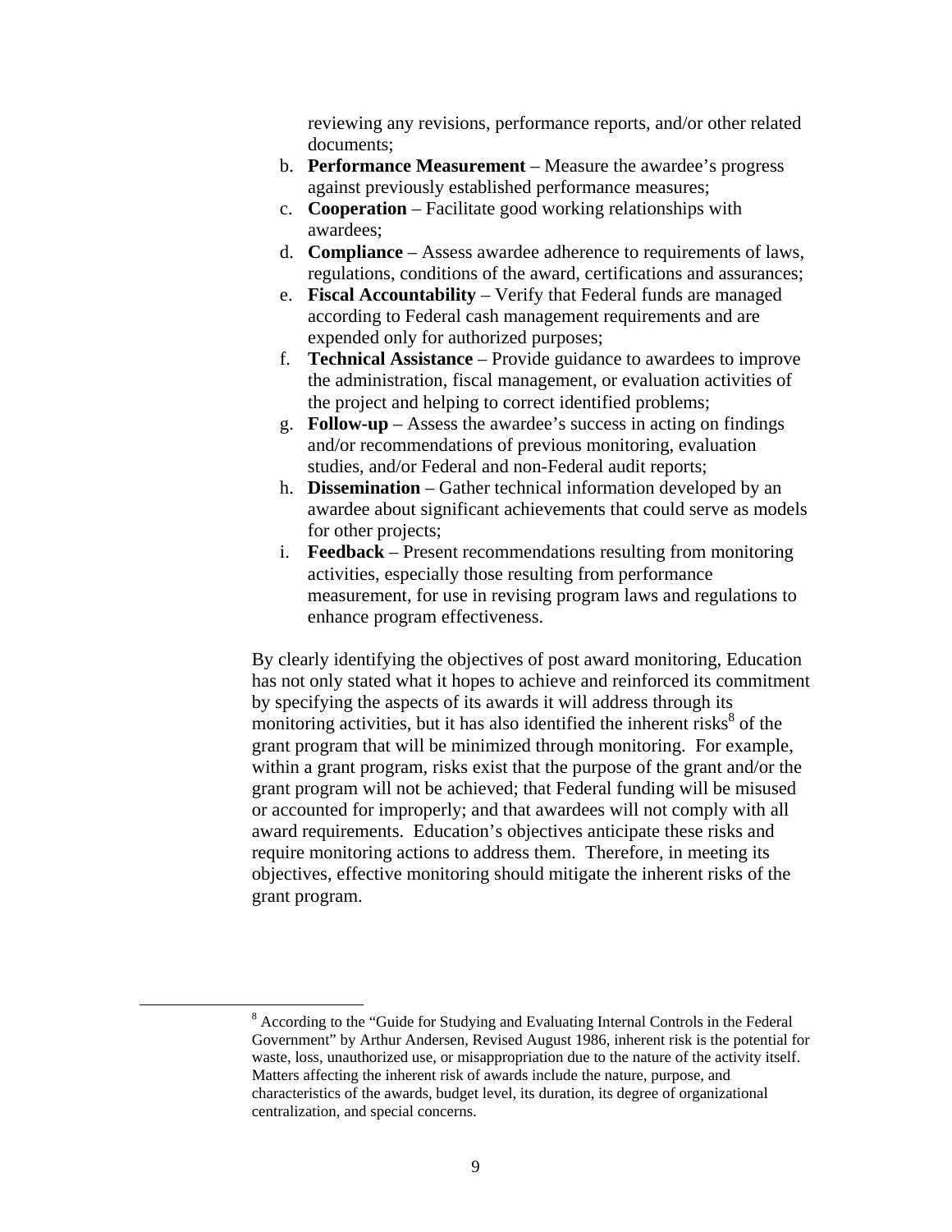reviewing any revisions, performance reports, and/or other related documents;

b. **Performance Measurement** – Measure the awardee's progress against previously established performance measures;
c. **Cooperation** – Facilitate good working relationships with awardees;
d. **Compliance** – Assess awardee adherence to requirements of laws, regulations, conditions of the award, certifications and assurances;
e. **Fiscal Accountability** – Verify that Federal funds are managed according to Federal cash management requirements and are expended only for authorized purposes;
f. **Technical Assistance** – Provide guidance to awardees to improve the administration, fiscal management, or evaluation activities of the project and helping to correct identified problems;
g. **Follow-up** – Assess the awardee's success in acting on findings and/or recommendations of previous monitoring, evaluation studies, and/or Federal and non-Federal audit reports;
h. **Dissemination** – Gather technical information developed by an awardee about significant achievements that could serve as models for other projects;
i. **Feedback** – Present recommendations resulting from monitoring activities, especially those resulting from performance measurement, for use in revising program laws and regulations to enhance program effectiveness.

By clearly identifying the objectives of post award monitoring, Education has not only stated what it hopes to achieve and reinforced its commitment by specifying the aspects of its awards it will address through its monitoring activities, but it has also identified the inherent risks[8] of the grant program that will be minimized through monitoring. For example, within a grant program, risks exist that the purpose of the grant and/or the grant program will not be achieved; that Federal funding will be misused or accounted for improperly; and that awardees will not comply with all award requirements. Education's objectives anticipate these risks and require monitoring actions to address them. Therefore, in meeting its objectives, effective monitoring should mitigate the inherent risks of the grant program.

[8] According to the "Guide for Studying and Evaluating Internal Controls in the Federal Government" by Arthur Andersen, Revised August 1986, inherent risk is the potential for waste, loss, unauthorized use, or misappropriation due to the nature of the activity itself. Matters affecting the inherent risk of awards include the nature, purpose, and characteristics of the awards, budget level, its duration, its degree of organizational centralization, and special concerns.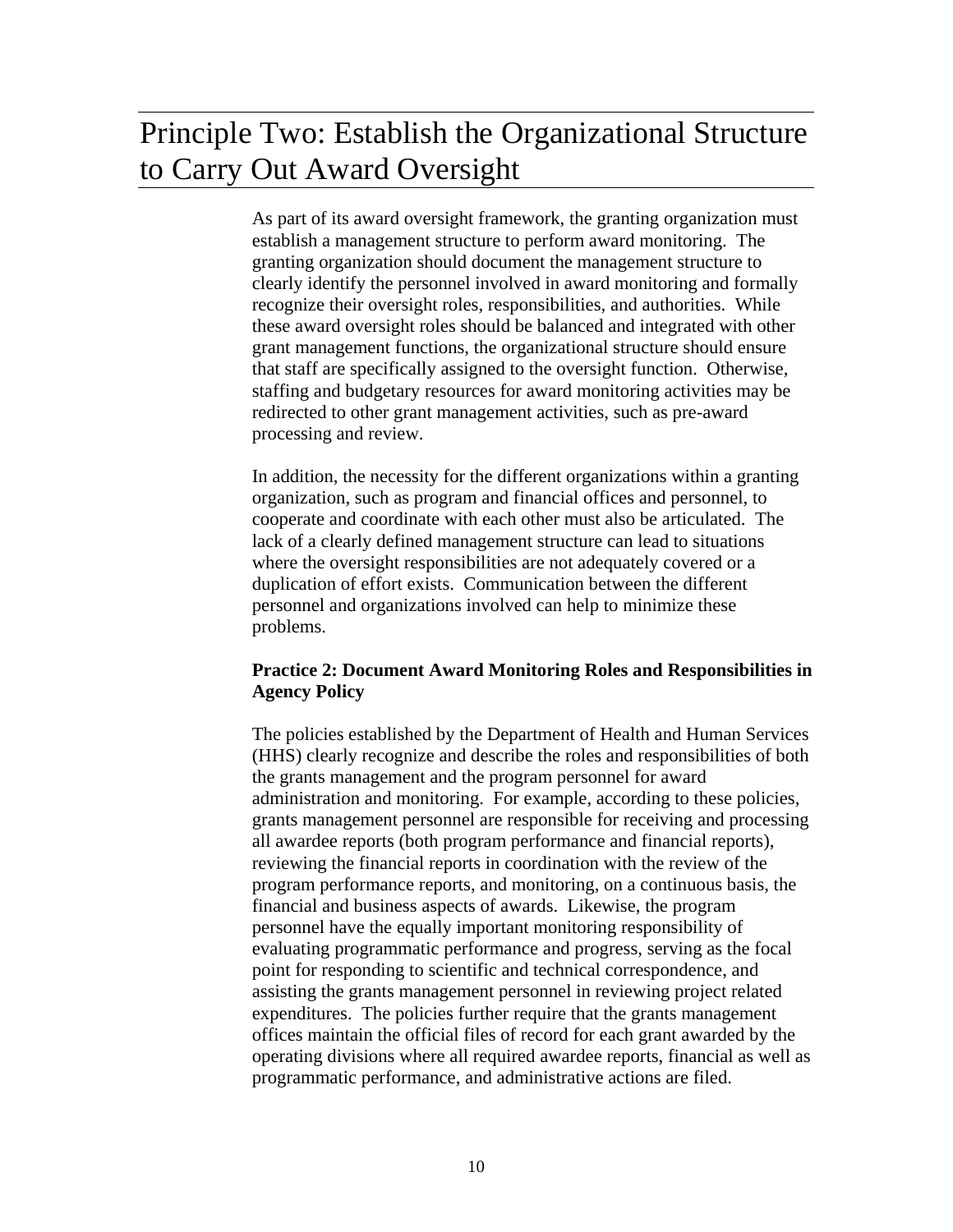# Principle Two: Establish the Organizational Structure to Carry Out Award Oversight

As part of its award oversight framework, the granting organization must establish a management structure to perform award monitoring. The granting organization should document the management structure to clearly identify the personnel involved in award monitoring and formally recognize their oversight roles, responsibilities, and authorities. While these award oversight roles should be balanced and integrated with other grant management functions, the organizational structure should ensure that staff are specifically assigned to the oversight function. Otherwise, staffing and budgetary resources for award monitoring activities may be redirected to other grant management activities, such as pre-award processing and review.

In addition, the necessity for the different organizations within a granting organization, such as program and financial offices and personnel, to cooperate and coordinate with each other must also be articulated. The lack of a clearly defined management structure can lead to situations where the oversight responsibilities are not adequately covered or a duplication of effort exists. Communication between the different personnel and organizations involved can help to minimize these problems.

**Practice 2: Document Award Monitoring Roles and Responsibilities in Agency Policy**

The policies established by the Department of Health and Human Services (HHS) clearly recognize and describe the roles and responsibilities of both the grants management and the program personnel for award administration and monitoring. For example, according to these policies, grants management personnel are responsible for receiving and processing all awardee reports (both program performance and financial reports), reviewing the financial reports in coordination with the review of the program performance reports, and monitoring, on a continuous basis, the financial and business aspects of awards. Likewise, the program personnel have the equally important monitoring responsibility of evaluating programmatic performance and progress, serving as the focal point for responding to scientific and technical correspondence, and assisting the grants management personnel in reviewing project related expenditures. The policies further require that the grants management offices maintain the official files of record for each grant awarded by the operating divisions where all required awardee reports, financial as well as programmatic performance, and administrative actions are filed.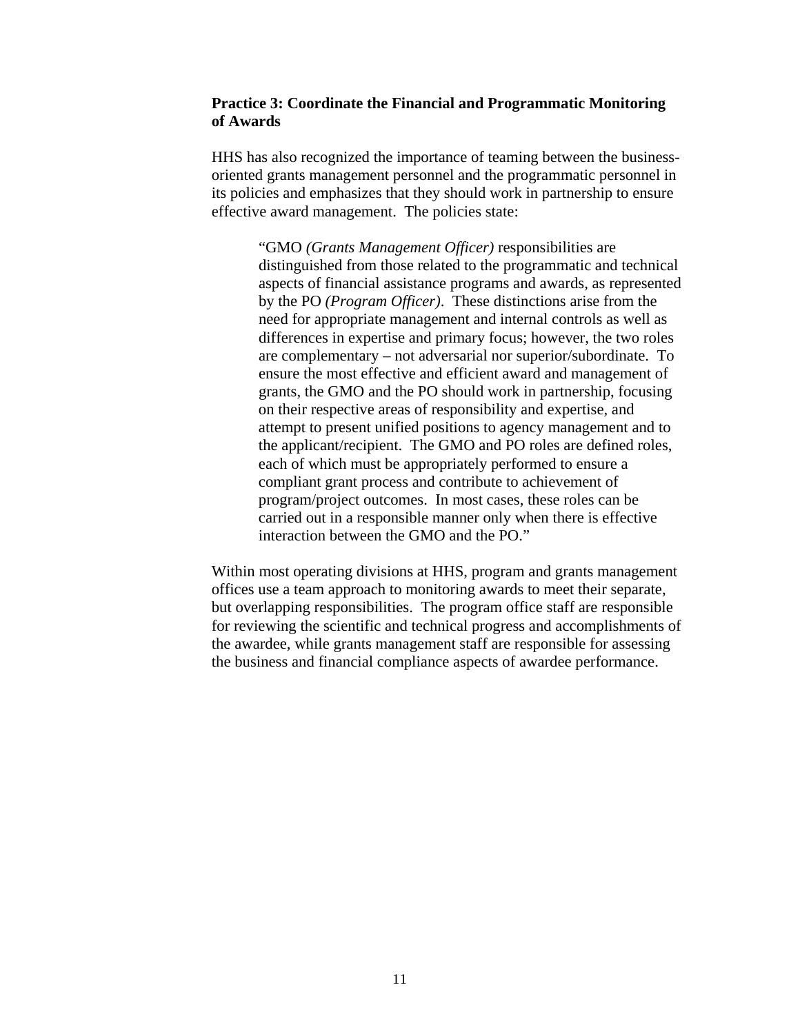**Practice 3: Coordinate the Financial and Programmatic Monitoring of Awards**

HHS has also recognized the importance of teaming between the business-oriented grants management personnel and the programmatic personnel in its policies and emphasizes that they should work in partnership to ensure effective award management. The policies state:

> "GMO *(Grants Management Officer)* responsibilities are distinguished from those related to the programmatic and technical aspects of financial assistance programs and awards, as represented by the PO *(Program Officer)*. These distinctions arise from the need for appropriate management and internal controls as well as differences in expertise and primary focus; however, the two roles are complementary – not adversarial nor superior/subordinate. To ensure the most effective and efficient award and management of grants, the GMO and the PO should work in partnership, focusing on their respective areas of responsibility and expertise, and attempt to present unified positions to agency management and to the applicant/recipient. The GMO and PO roles are defined roles, each of which must be appropriately performed to ensure a compliant grant process and contribute to achievement of program/project outcomes. In most cases, these roles can be carried out in a responsible manner only when there is effective interaction between the GMO and the PO."

Within most operating divisions at HHS, program and grants management offices use a team approach to monitoring awards to meet their separate, but overlapping responsibilities. The program office staff are responsible for reviewing the scientific and technical progress and accomplishments of the awardee, while grants management staff are responsible for assessing the business and financial compliance aspects of awardee performance.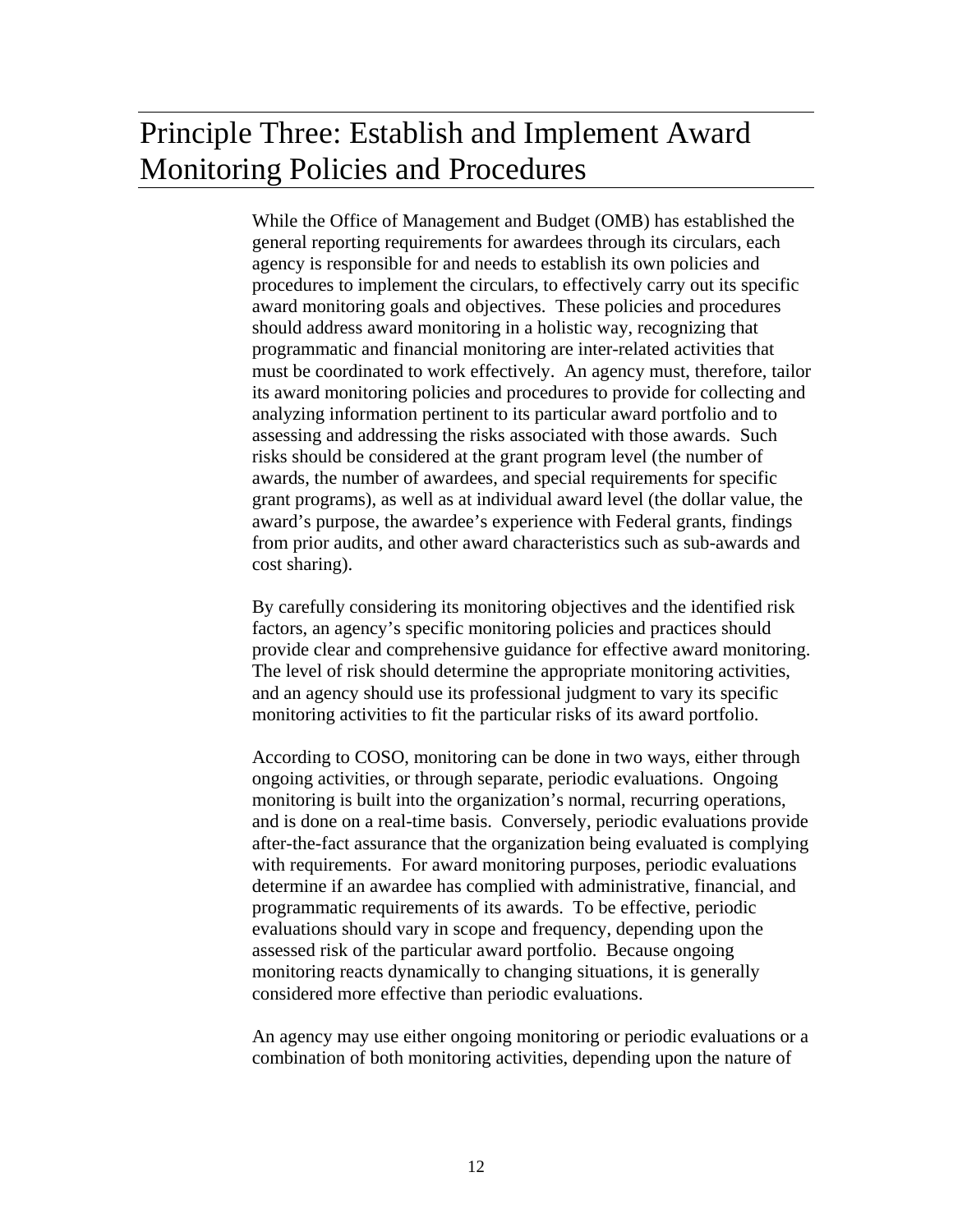# Principle Three: Establish and Implement Award Monitoring Policies and Procedures

While the Office of Management and Budget (OMB) has established the general reporting requirements for awardees through its circulars, each agency is responsible for and needs to establish its own policies and procedures to implement the circulars, to effectively carry out its specific award monitoring goals and objectives. These policies and procedures should address award monitoring in a holistic way, recognizing that programmatic and financial monitoring are inter-related activities that must be coordinated to work effectively. An agency must, therefore, tailor its award monitoring policies and procedures to provide for collecting and analyzing information pertinent to its particular award portfolio and to assessing and addressing the risks associated with those awards. Such risks should be considered at the grant program level (the number of awards, the number of awardees, and special requirements for specific grant programs), as well as at individual award level (the dollar value, the award's purpose, the awardee's experience with Federal grants, findings from prior audits, and other award characteristics such as sub-awards and cost sharing).

By carefully considering its monitoring objectives and the identified risk factors, an agency's specific monitoring policies and practices should provide clear and comprehensive guidance for effective award monitoring. The level of risk should determine the appropriate monitoring activities, and an agency should use its professional judgment to vary its specific monitoring activities to fit the particular risks of its award portfolio.

According to COSO, monitoring can be done in two ways, either through ongoing activities, or through separate, periodic evaluations. Ongoing monitoring is built into the organization's normal, recurring operations, and is done on a real-time basis. Conversely, periodic evaluations provide after-the-fact assurance that the organization being evaluated is complying with requirements. For award monitoring purposes, periodic evaluations determine if an awardee has complied with administrative, financial, and programmatic requirements of its awards. To be effective, periodic evaluations should vary in scope and frequency, depending upon the assessed risk of the particular award portfolio. Because ongoing monitoring reacts dynamically to changing situations, it is generally considered more effective than periodic evaluations.

An agency may use either ongoing monitoring or periodic evaluations or a combination of both monitoring activities, depending upon the nature of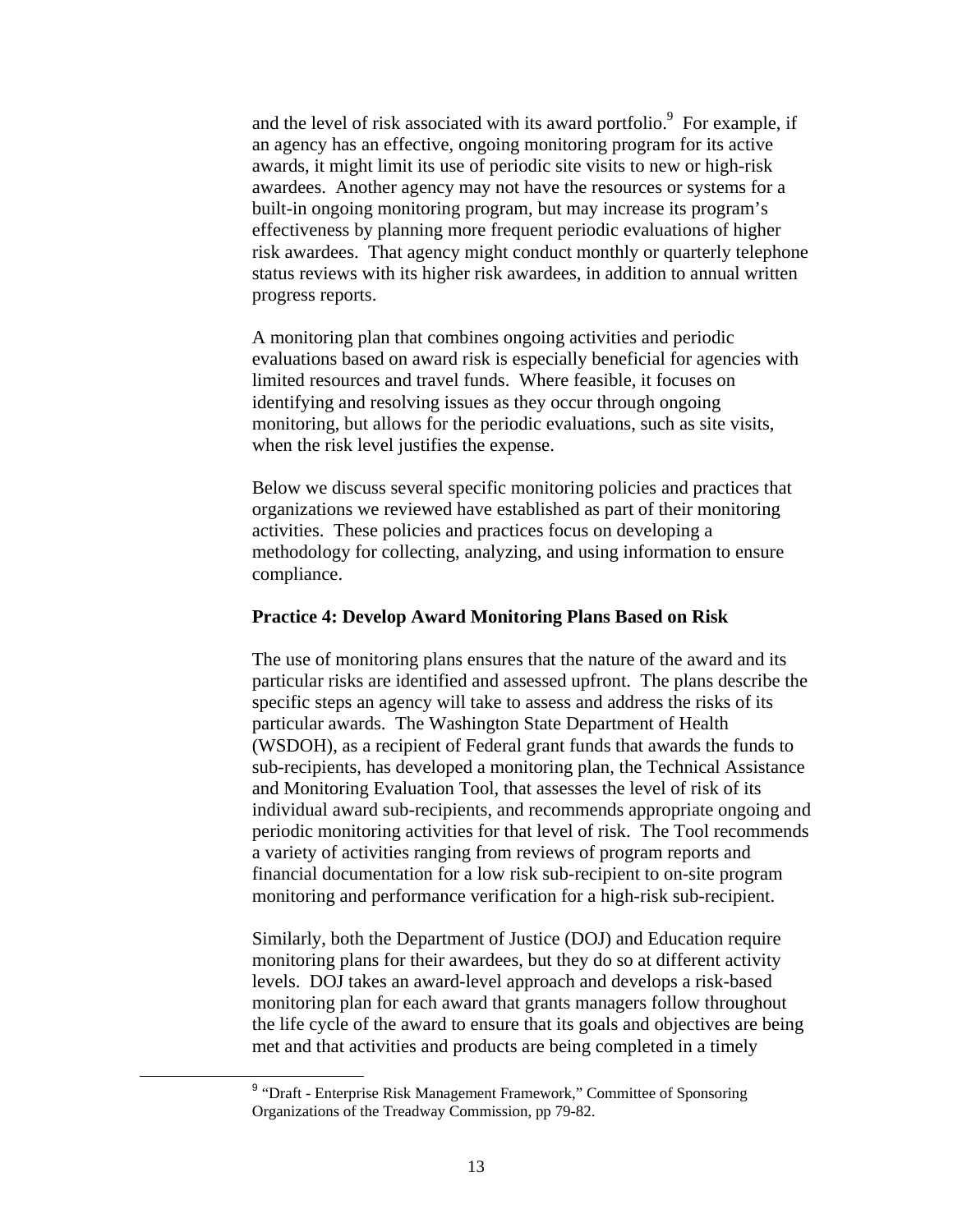and the level of risk associated with its award portfolio.[9] For example, if an agency has an effective, ongoing monitoring program for its active awards, it might limit its use of periodic site visits to new or high-risk awardees. Another agency may not have the resources or systems for a built-in ongoing monitoring program, but may increase its program's effectiveness by planning more frequent periodic evaluations of higher risk awardees. That agency might conduct monthly or quarterly telephone status reviews with its higher risk awardees, in addition to annual written progress reports.

A monitoring plan that combines ongoing activities and periodic evaluations based on award risk is especially beneficial for agencies with limited resources and travel funds. Where feasible, it focuses on identifying and resolving issues as they occur through ongoing monitoring, but allows for the periodic evaluations, such as site visits, when the risk level justifies the expense.

Below we discuss several specific monitoring policies and practices that organizations we reviewed have established as part of their monitoring activities. These policies and practices focus on developing a methodology for collecting, analyzing, and using information to ensure compliance.

**Practice 4: Develop Award Monitoring Plans Based on Risk**

The use of monitoring plans ensures that the nature of the award and its particular risks are identified and assessed upfront. The plans describe the specific steps an agency will take to assess and address the risks of its particular awards. The Washington State Department of Health (WSDOH), as a recipient of Federal grant funds that awards the funds to sub-recipients, has developed a monitoring plan, the Technical Assistance and Monitoring Evaluation Tool, that assesses the level of risk of its individual award sub-recipients, and recommends appropriate ongoing and periodic monitoring activities for that level of risk. The Tool recommends a variety of activities ranging from reviews of program reports and financial documentation for a low risk sub-recipient to on-site program monitoring and performance verification for a high-risk sub-recipient.

Similarly, both the Department of Justice (DOJ) and Education require monitoring plans for their awardees, but they do so at different activity levels. DOJ takes an award-level approach and develops a risk-based monitoring plan for each award that grants managers follow throughout the life cycle of the award to ensure that its goals and objectives are being met and that activities and products are being completed in a timely

[9] "Draft - Enterprise Risk Management Framework," Committee of Sponsoring Organizations of the Treadway Commission, pp 79-82.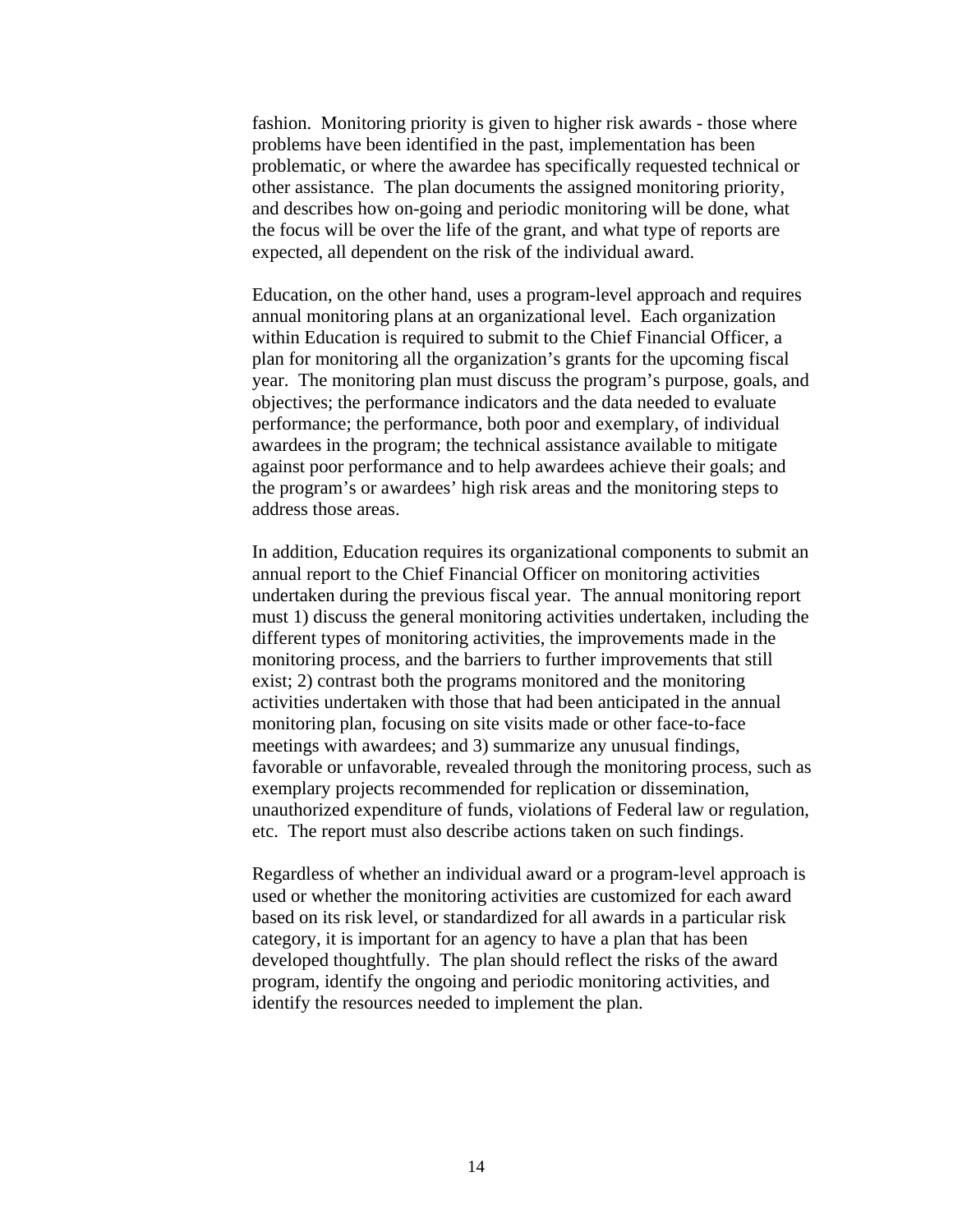fashion. Monitoring priority is given to higher risk awards - those where problems have been identified in the past, implementation has been problematic, or where the awardee has specifically requested technical or other assistance. The plan documents the assigned monitoring priority, and describes how on-going and periodic monitoring will be done, what the focus will be over the life of the grant, and what type of reports are expected, all dependent on the risk of the individual award.

Education, on the other hand, uses a program-level approach and requires annual monitoring plans at an organizational level. Each organization within Education is required to submit to the Chief Financial Officer, a plan for monitoring all the organization's grants for the upcoming fiscal year. The monitoring plan must discuss the program's purpose, goals, and objectives; the performance indicators and the data needed to evaluate performance; the performance, both poor and exemplary, of individual awardees in the program; the technical assistance available to mitigate against poor performance and to help awardees achieve their goals; and the program's or awardees' high risk areas and the monitoring steps to address those areas.

In addition, Education requires its organizational components to submit an annual report to the Chief Financial Officer on monitoring activities undertaken during the previous fiscal year. The annual monitoring report must 1) discuss the general monitoring activities undertaken, including the different types of monitoring activities, the improvements made in the monitoring process, and the barriers to further improvements that still exist; 2) contrast both the programs monitored and the monitoring activities undertaken with those that had been anticipated in the annual monitoring plan, focusing on site visits made or other face-to-face meetings with awardees; and 3) summarize any unusual findings, favorable or unfavorable, revealed through the monitoring process, such as exemplary projects recommended for replication or dissemination, unauthorized expenditure of funds, violations of Federal law or regulation, etc. The report must also describe actions taken on such findings.

Regardless of whether an individual award or a program-level approach is used or whether the monitoring activities are customized for each award based on its risk level, or standardized for all awards in a particular risk category, it is important for an agency to have a plan that has been developed thoughtfully. The plan should reflect the risks of the award program, identify the ongoing and periodic monitoring activities, and identify the resources needed to implement the plan.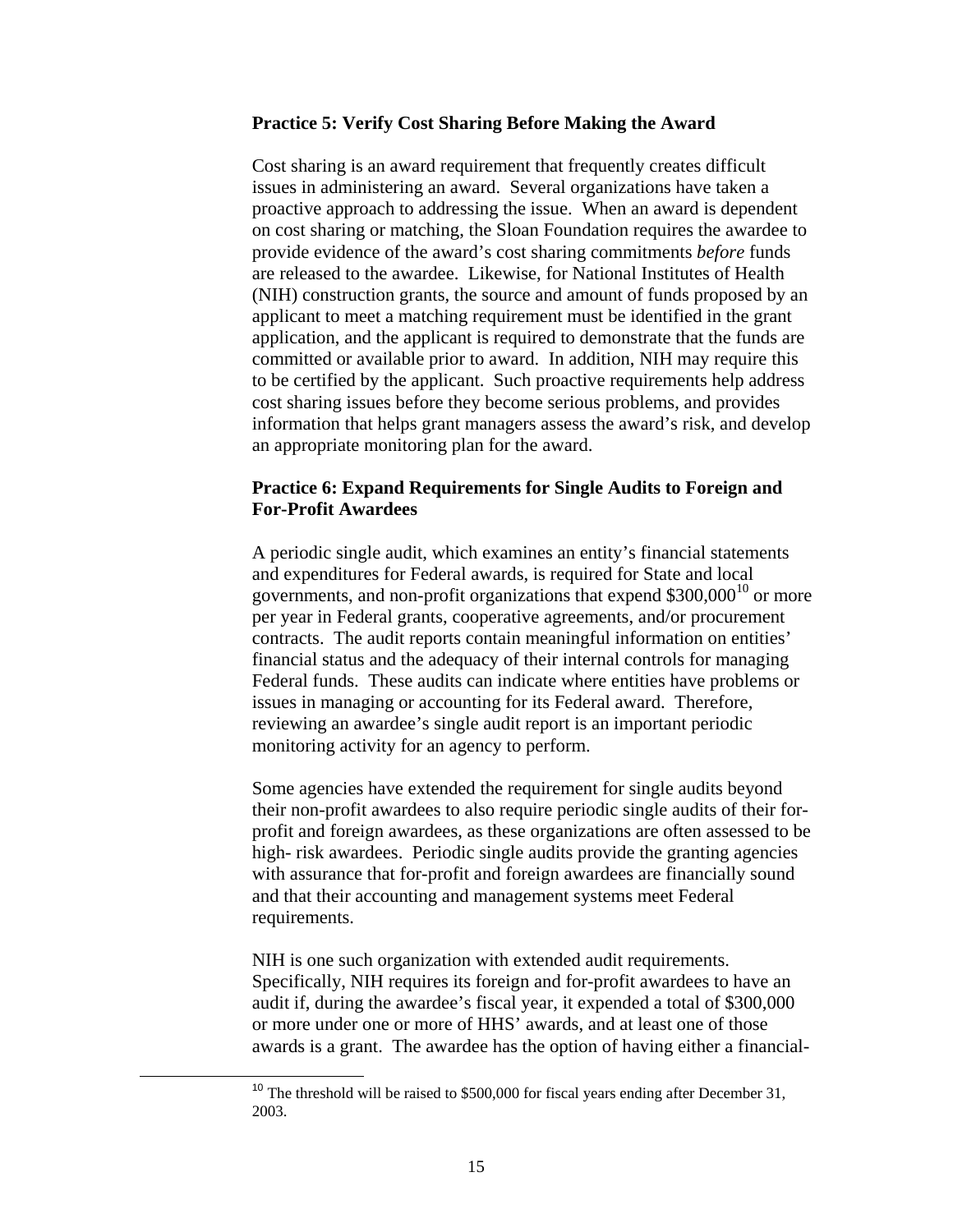### Practice 5: Verify Cost Sharing Before Making the Award

Cost sharing is an award requirement that frequently creates difficult issues in administering an award. Several organizations have taken a proactive approach to addressing the issue. When an award is dependent on cost sharing or matching, the Sloan Foundation requires the awardee to provide evidence of the award's cost sharing commitments *before* funds are released to the awardee. Likewise, for National Institutes of Health (NIH) construction grants, the source and amount of funds proposed by an applicant to meet a matching requirement must be identified in the grant application, and the applicant is required to demonstrate that the funds are committed or available prior to award. In addition, NIH may require this to be certified by the applicant. Such proactive requirements help address cost sharing issues before they become serious problems, and provides information that helps grant managers assess the award's risk, and develop an appropriate monitoring plan for the award.

### Practice 6: Expand Requirements for Single Audits to Foreign and For-Profit Awardees

A periodic single audit, which examines an entity's financial statements and expenditures for Federal awards, is required for State and local governments, and non-profit organizations that expend $300,000[10] or more per year in Federal grants, cooperative agreements, and/or procurement contracts. The audit reports contain meaningful information on entities' financial status and the adequacy of their internal controls for managing Federal funds. These audits can indicate where entities have problems or issues in managing or accounting for its Federal award. Therefore, reviewing an awardee's single audit report is an important periodic monitoring activity for an agency to perform.

Some agencies have extended the requirement for single audits beyond their non-profit awardees to also require periodic single audits of their for-profit and foreign awardees, as these organizations are often assessed to be high- risk awardees. Periodic single audits provide the granting agencies with assurance that for-profit and foreign awardees are financially sound and that their accounting and management systems meet Federal requirements.

NIH is one such organization with extended audit requirements. Specifically, NIH requires its foreign and for-profit awardees to have an audit if, during the awardee's fiscal year, it expended a total of $300,000 or more under one or more of HHS' awards, and at least one of those awards is a grant. The awardee has the option of having either a financial-

[10] The threshold will be raised to $500,000 for fiscal years ending after December 31, 2003.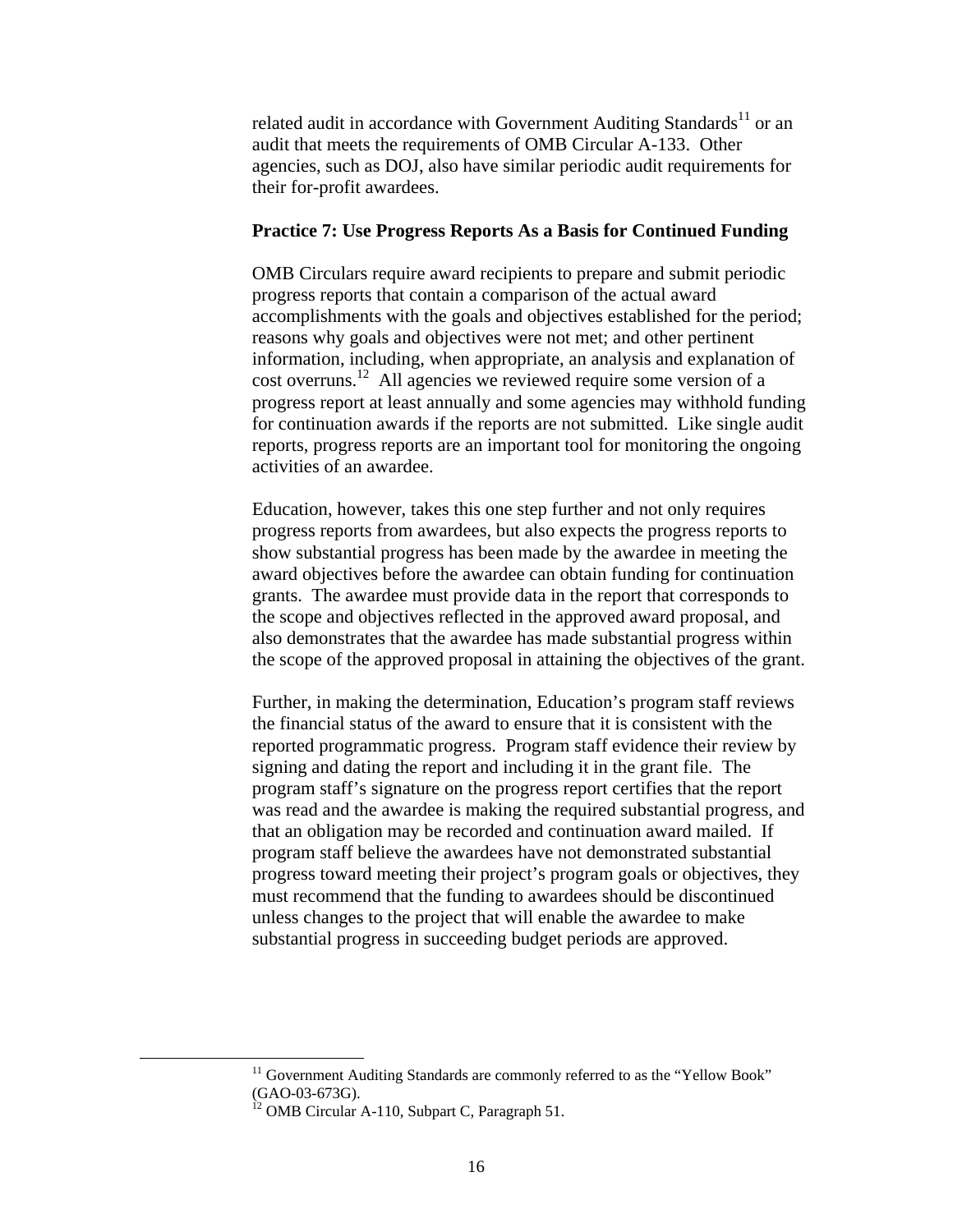related audit in accordance with Government Auditing Standards[11] or an audit that meets the requirements of OMB Circular A-133. Other agencies, such as DOJ, also have similar periodic audit requirements for their for-profit awardees.

**Practice 7: Use Progress Reports As a Basis for Continued Funding**

OMB Circulars require award recipients to prepare and submit periodic progress reports that contain a comparison of the actual award accomplishments with the goals and objectives established for the period; reasons why goals and objectives were not met; and other pertinent information, including, when appropriate, an analysis and explanation of cost overruns.[12] All agencies we reviewed require some version of a progress report at least annually and some agencies may withhold funding for continuation awards if the reports are not submitted. Like single audit reports, progress reports are an important tool for monitoring the ongoing activities of an awardee.

Education, however, takes this one step further and not only requires progress reports from awardees, but also expects the progress reports to show substantial progress has been made by the awardee in meeting the award objectives before the awardee can obtain funding for continuation grants. The awardee must provide data in the report that corresponds to the scope and objectives reflected in the approved award proposal, and also demonstrates that the awardee has made substantial progress within the scope of the approved proposal in attaining the objectives of the grant.

Further, in making the determination, Education's program staff reviews the financial status of the award to ensure that it is consistent with the reported programmatic progress. Program staff evidence their review by signing and dating the report and including it in the grant file. The program staff's signature on the progress report certifies that the report was read and the awardee is making the required substantial progress, and that an obligation may be recorded and continuation award mailed. If program staff believe the awardees have not demonstrated substantial progress toward meeting their project's program goals or objectives, they must recommend that the funding to awardees should be discontinued unless changes to the project that will enable the awardee to make substantial progress in succeeding budget periods are approved.

---

[11] Government Auditing Standards are commonly referred to as the "Yellow Book" (GAO-03-673G).

[12] OMB Circular A-110, Subpart C, Paragraph 51.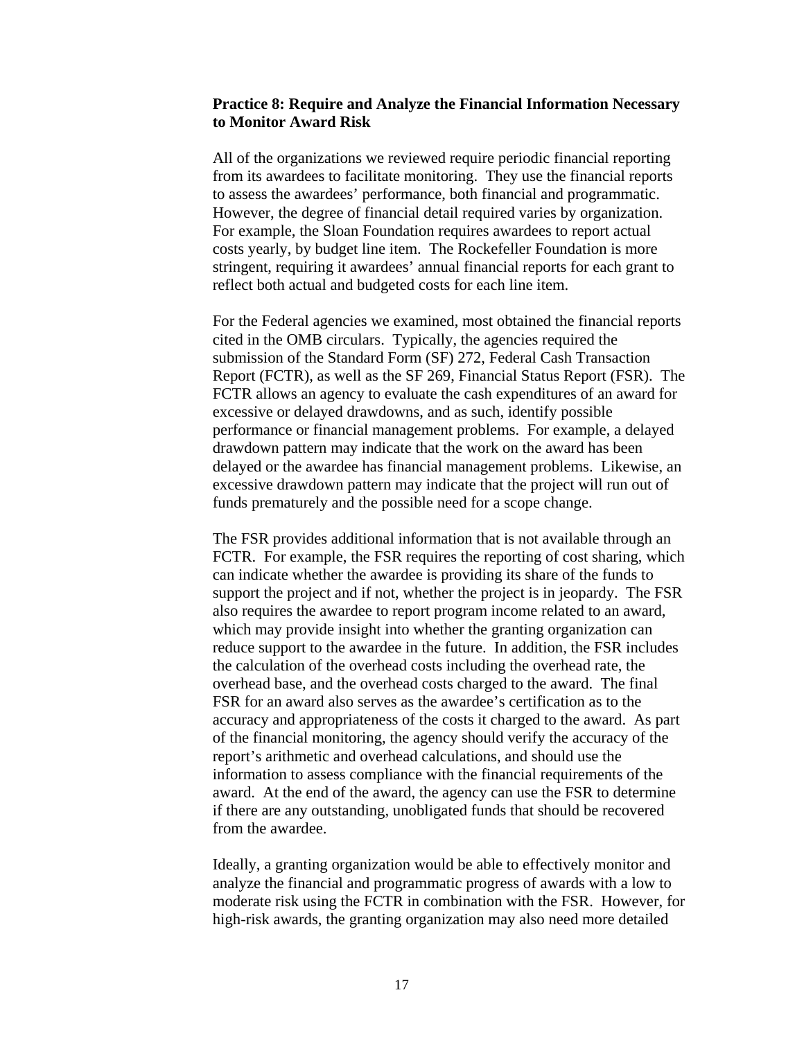**Practice 8: Require and Analyze the Financial Information Necessary to Monitor Award Risk**

All of the organizations we reviewed require periodic financial reporting from its awardees to facilitate monitoring. They use the financial reports to assess the awardees' performance, both financial and programmatic. However, the degree of financial detail required varies by organization. For example, the Sloan Foundation requires awardees to report actual costs yearly, by budget line item. The Rockefeller Foundation is more stringent, requiring it awardees' annual financial reports for each grant to reflect both actual and budgeted costs for each line item.

For the Federal agencies we examined, most obtained the financial reports cited in the OMB circulars. Typically, the agencies required the submission of the Standard Form (SF) 272, Federal Cash Transaction Report (FCTR), as well as the SF 269, Financial Status Report (FSR). The FCTR allows an agency to evaluate the cash expenditures of an award for excessive or delayed drawdowns, and as such, identify possible performance or financial management problems. For example, a delayed drawdown pattern may indicate that the work on the award has been delayed or the awardee has financial management problems. Likewise, an excessive drawdown pattern may indicate that the project will run out of funds prematurely and the possible need for a scope change.

The FSR provides additional information that is not available through an FCTR. For example, the FSR requires the reporting of cost sharing, which can indicate whether the awardee is providing its share of the funds to support the project and if not, whether the project is in jeopardy. The FSR also requires the awardee to report program income related to an award, which may provide insight into whether the granting organization can reduce support to the awardee in the future. In addition, the FSR includes the calculation of the overhead costs including the overhead rate, the overhead base, and the overhead costs charged to the award. The final FSR for an award also serves as the awardee's certification as to the accuracy and appropriateness of the costs it charged to the award. As part of the financial monitoring, the agency should verify the accuracy of the report's arithmetic and overhead calculations, and should use the information to assess compliance with the financial requirements of the award. At the end of the award, the agency can use the FSR to determine if there are any outstanding, unobligated funds that should be recovered from the awardee.

Ideally, a granting organization would be able to effectively monitor and analyze the financial and programmatic progress of awards with a low to moderate risk using the FCTR in combination with the FSR. However, for high-risk awards, the granting organization may also need more detailed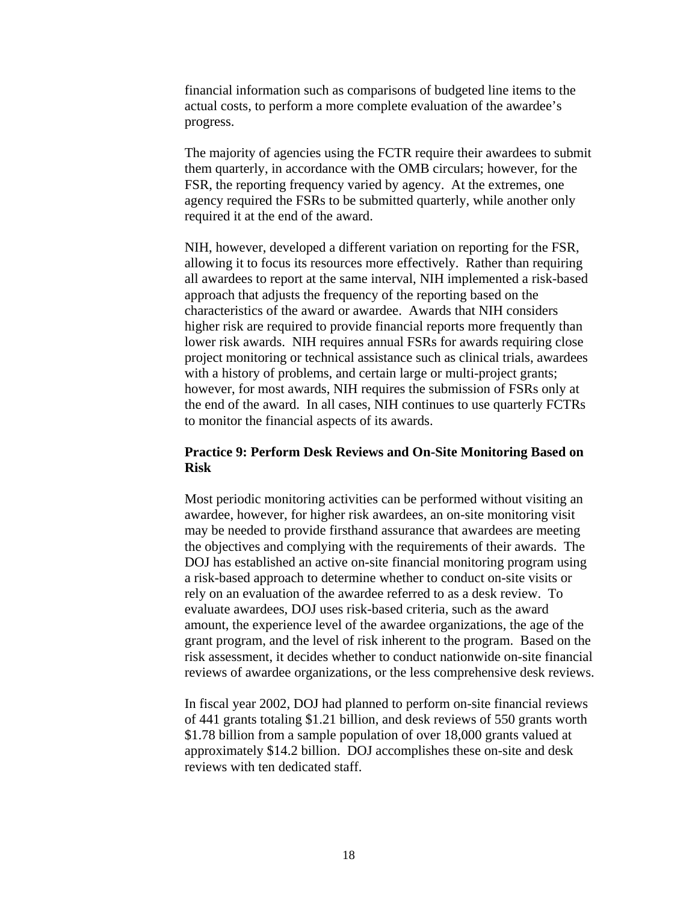financial information such as comparisons of budgeted line items to the actual costs, to perform a more complete evaluation of the awardee's progress.

The majority of agencies using the FCTR require their awardees to submit them quarterly, in accordance with the OMB circulars; however, for the FSR, the reporting frequency varied by agency. At the extremes, one agency required the FSRs to be submitted quarterly, while another only required it at the end of the award.

NIH, however, developed a different variation on reporting for the FSR, allowing it to focus its resources more effectively. Rather than requiring all awardees to report at the same interval, NIH implemented a risk-based approach that adjusts the frequency of the reporting based on the characteristics of the award or awardee. Awards that NIH considers higher risk are required to provide financial reports more frequently than lower risk awards. NIH requires annual FSRs for awards requiring close project monitoring or technical assistance such as clinical trials, awardees with a history of problems, and certain large or multi-project grants; however, for most awards, NIH requires the submission of FSRs only at the end of the award. In all cases, NIH continues to use quarterly FCTRs to monitor the financial aspects of its awards.

### Practice 9: Perform Desk Reviews and On-Site Monitoring Based on Risk

Most periodic monitoring activities can be performed without visiting an awardee, however, for higher risk awardees, an on-site monitoring visit may be needed to provide firsthand assurance that awardees are meeting the objectives and complying with the requirements of their awards. The DOJ has established an active on-site financial monitoring program using a risk-based approach to determine whether to conduct on-site visits or rely on an evaluation of the awardee referred to as a desk review. To evaluate awardees, DOJ uses risk-based criteria, such as the award amount, the experience level of the awardee organizations, the age of the grant program, and the level of risk inherent to the program. Based on the risk assessment, it decides whether to conduct nationwide on-site financial reviews of awardee organizations, or the less comprehensive desk reviews.

In fiscal year 2002, DOJ had planned to perform on-site financial reviews of 441 grants totaling $1.21 billion, and desk reviews of 550 grants worth $1.78 billion from a sample population of over 18,000 grants valued at approximately $14.2 billion. DOJ accomplishes these on-site and desk reviews with ten dedicated staff.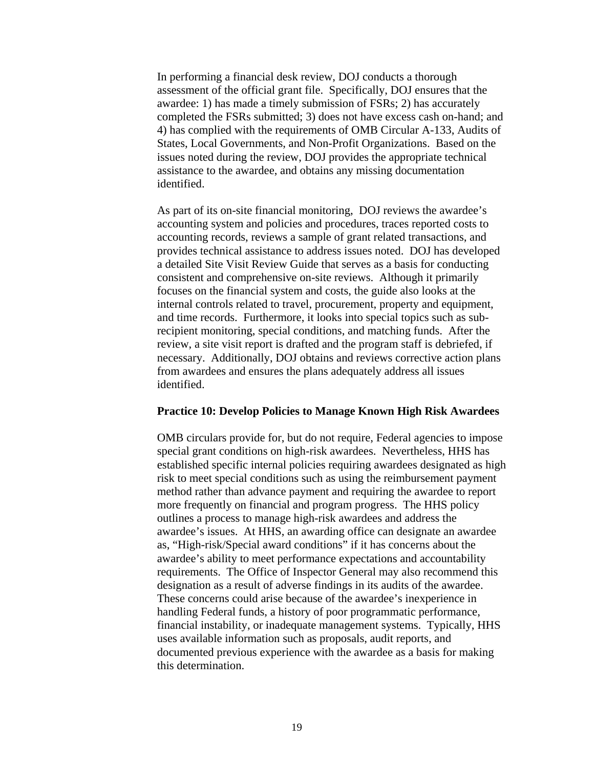In performing a financial desk review, DOJ conducts a thorough assessment of the official grant file. Specifically, DOJ ensures that the awardee: 1) has made a timely submission of FSRs; 2) has accurately completed the FSRs submitted; 3) does not have excess cash on-hand; and 4) has complied with the requirements of OMB Circular A-133, Audits of States, Local Governments, and Non-Profit Organizations. Based on the issues noted during the review, DOJ provides the appropriate technical assistance to the awardee, and obtains any missing documentation identified.

As part of its on-site financial monitoring, DOJ reviews the awardee's accounting system and policies and procedures, traces reported costs to accounting records, reviews a sample of grant related transactions, and provides technical assistance to address issues noted. DOJ has developed a detailed Site Visit Review Guide that serves as a basis for conducting consistent and comprehensive on-site reviews. Although it primarily focuses on the financial system and costs, the guide also looks at the internal controls related to travel, procurement, property and equipment, and time records. Furthermore, it looks into special topics such as sub-recipient monitoring, special conditions, and matching funds. After the review, a site visit report is drafted and the program staff is debriefed, if necessary. Additionally, DOJ obtains and reviews corrective action plans from awardees and ensures the plans adequately address all issues identified.

**Practice 10: Develop Policies to Manage Known High Risk Awardees**

OMB circulars provide for, but do not require, Federal agencies to impose special grant conditions on high-risk awardees. Nevertheless, HHS has established specific internal policies requiring awardees designated as high risk to meet special conditions such as using the reimbursement payment method rather than advance payment and requiring the awardee to report more frequently on financial and program progress. The HHS policy outlines a process to manage high-risk awardees and address the awardee's issues. At HHS, an awarding office can designate an awardee as, "High-risk/Special award conditions" if it has concerns about the awardee's ability to meet performance expectations and accountability requirements. The Office of Inspector General may also recommend this designation as a result of adverse findings in its audits of the awardee. These concerns could arise because of the awardee's inexperience in handling Federal funds, a history of poor programmatic performance, financial instability, or inadequate management systems. Typically, HHS uses available information such as proposals, audit reports, and documented previous experience with the awardee as a basis for making this determination.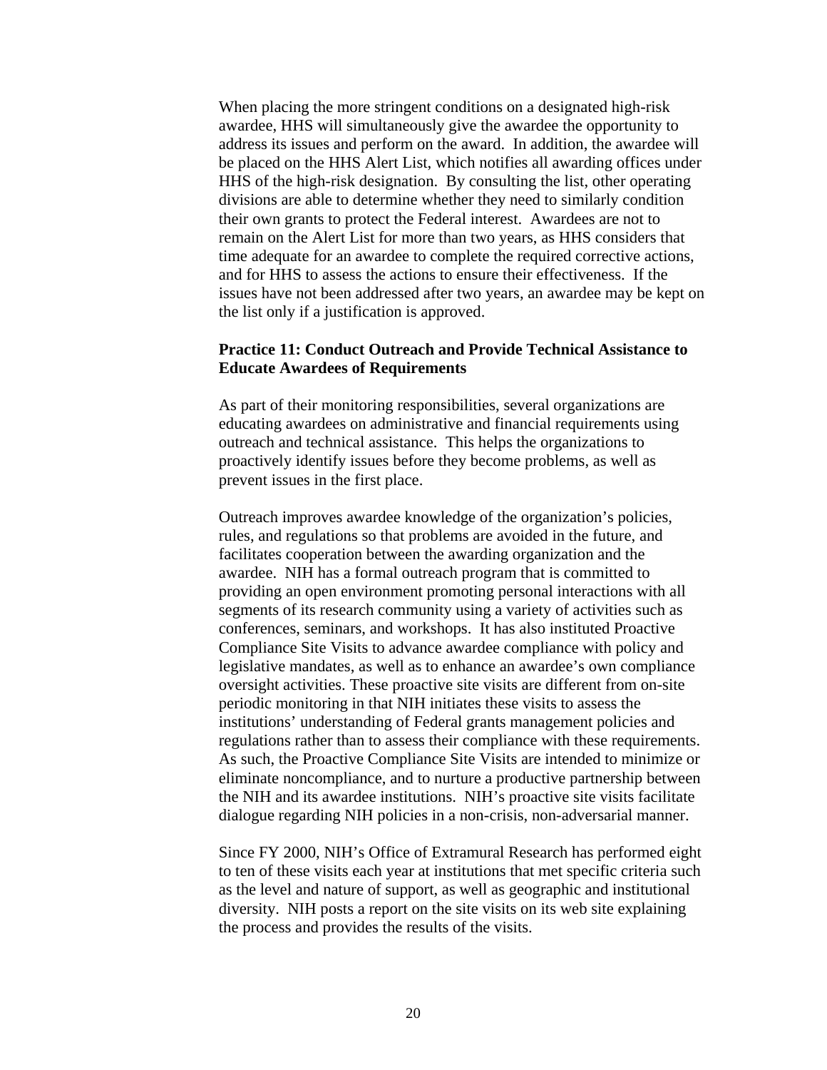When placing the more stringent conditions on a designated high-risk awardee, HHS will simultaneously give the awardee the opportunity to address its issues and perform on the award. In addition, the awardee will be placed on the HHS Alert List, which notifies all awarding offices under HHS of the high-risk designation. By consulting the list, other operating divisions are able to determine whether they need to similarly condition their own grants to protect the Federal interest. Awardees are not to remain on the Alert List for more than two years, as HHS considers that time adequate for an awardee to complete the required corrective actions, and for HHS to assess the actions to ensure their effectiveness. If the issues have not been addressed after two years, an awardee may be kept on the list only if a justification is approved.

**Practice 11: Conduct Outreach and Provide Technical Assistance to Educate Awardees of Requirements**

As part of their monitoring responsibilities, several organizations are educating awardees on administrative and financial requirements using outreach and technical assistance. This helps the organizations to proactively identify issues before they become problems, as well as prevent issues in the first place.

Outreach improves awardee knowledge of the organization's policies, rules, and regulations so that problems are avoided in the future, and facilitates cooperation between the awarding organization and the awardee. NIH has a formal outreach program that is committed to providing an open environment promoting personal interactions with all segments of its research community using a variety of activities such as conferences, seminars, and workshops. It has also instituted Proactive Compliance Site Visits to advance awardee compliance with policy and legislative mandates, as well as to enhance an awardee's own compliance oversight activities. These proactive site visits are different from on-site periodic monitoring in that NIH initiates these visits to assess the institutions' understanding of Federal grants management policies and regulations rather than to assess their compliance with these requirements. As such, the Proactive Compliance Site Visits are intended to minimize or eliminate noncompliance, and to nurture a productive partnership between the NIH and its awardee institutions. NIH's proactive site visits facilitate dialogue regarding NIH policies in a non-crisis, non-adversarial manner.

Since FY 2000, NIH's Office of Extramural Research has performed eight to ten of these visits each year at institutions that met specific criteria such as the level and nature of support, as well as geographic and institutional diversity. NIH posts a report on the site visits on its web site explaining the process and provides the results of the visits.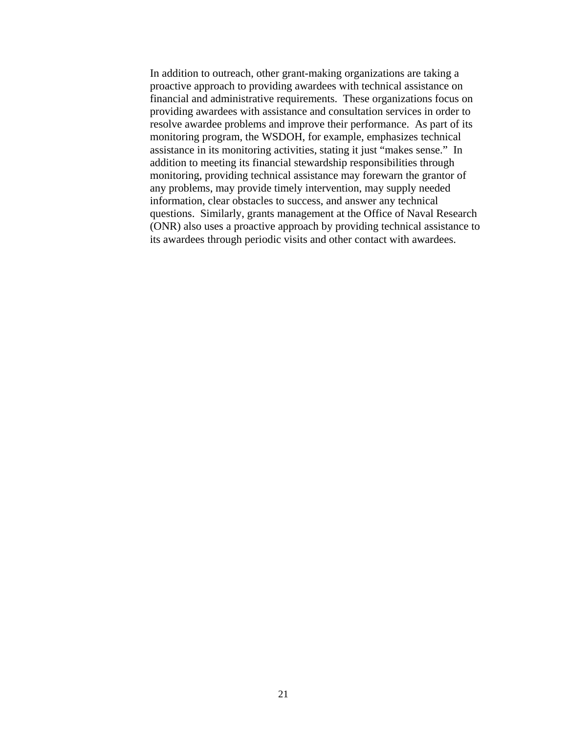In addition to outreach, other grant-making organizations are taking a proactive approach to providing awardees with technical assistance on financial and administrative requirements.  These organizations focus on providing awardees with assistance and consultation services in order to resolve awardee problems and improve their performance.  As part of its monitoring program, the WSDOH, for example, emphasizes technical assistance in its monitoring activities, stating it just "makes sense."  In addition to meeting its financial stewardship responsibilities through monitoring, providing technical assistance may forewarn the grantor of any problems, may provide timely intervention, may supply needed information, clear obstacles to success, and answer any technical questions.  Similarly, grants management at the Office of Naval Research (ONR) also uses a proactive approach by providing technical assistance to its awardees through periodic visits and other contact with awardees.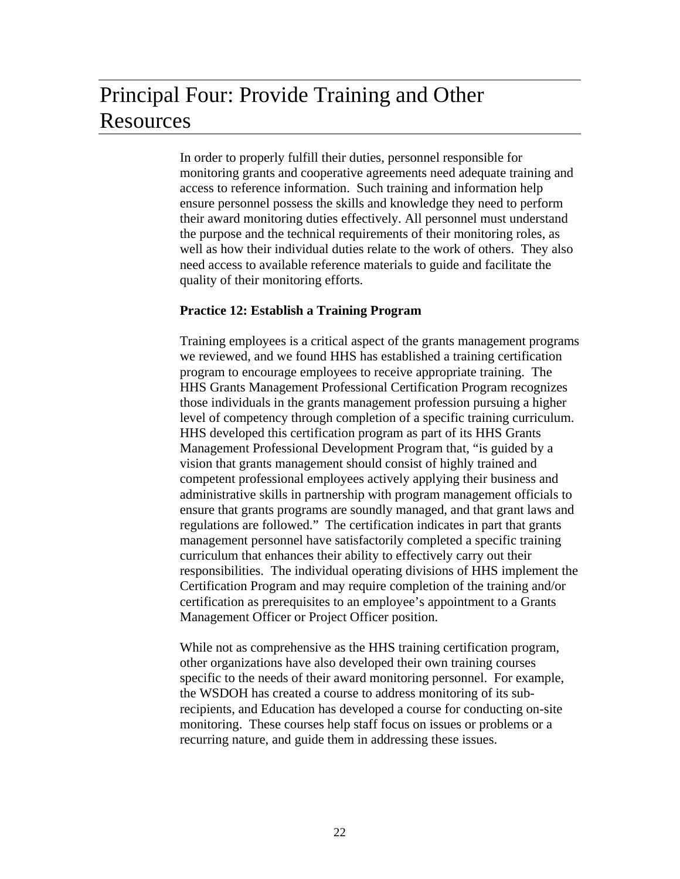# Principal Four: Provide Training and Other Resources

In order to properly fulfill their duties, personnel responsible for monitoring grants and cooperative agreements need adequate training and access to reference information. Such training and information help ensure personnel possess the skills and knowledge they need to perform their award monitoring duties effectively. All personnel must understand the purpose and the technical requirements of their monitoring roles, as well as how their individual duties relate to the work of others. They also need access to available reference materials to guide and facilitate the quality of their monitoring efforts.

**Practice 12: Establish a Training Program**

Training employees is a critical aspect of the grants management programs we reviewed, and we found HHS has established a training certification program to encourage employees to receive appropriate training. The HHS Grants Management Professional Certification Program recognizes those individuals in the grants management profession pursuing a higher level of competency through completion of a specific training curriculum. HHS developed this certification program as part of its HHS Grants Management Professional Development Program that, "is guided by a vision that grants management should consist of highly trained and competent professional employees actively applying their business and administrative skills in partnership with program management officials to ensure that grants programs are soundly managed, and that grant laws and regulations are followed." The certification indicates in part that grants management personnel have satisfactorily completed a specific training curriculum that enhances their ability to effectively carry out their responsibilities. The individual operating divisions of HHS implement the Certification Program and may require completion of the training and/or certification as prerequisites to an employee's appointment to a Grants Management Officer or Project Officer position.

While not as comprehensive as the HHS training certification program, other organizations have also developed their own training courses specific to the needs of their award monitoring personnel. For example, the WSDOH has created a course to address monitoring of its sub-recipients, and Education has developed a course for conducting on-site monitoring. These courses help staff focus on issues or problems or a recurring nature, and guide them in addressing these issues.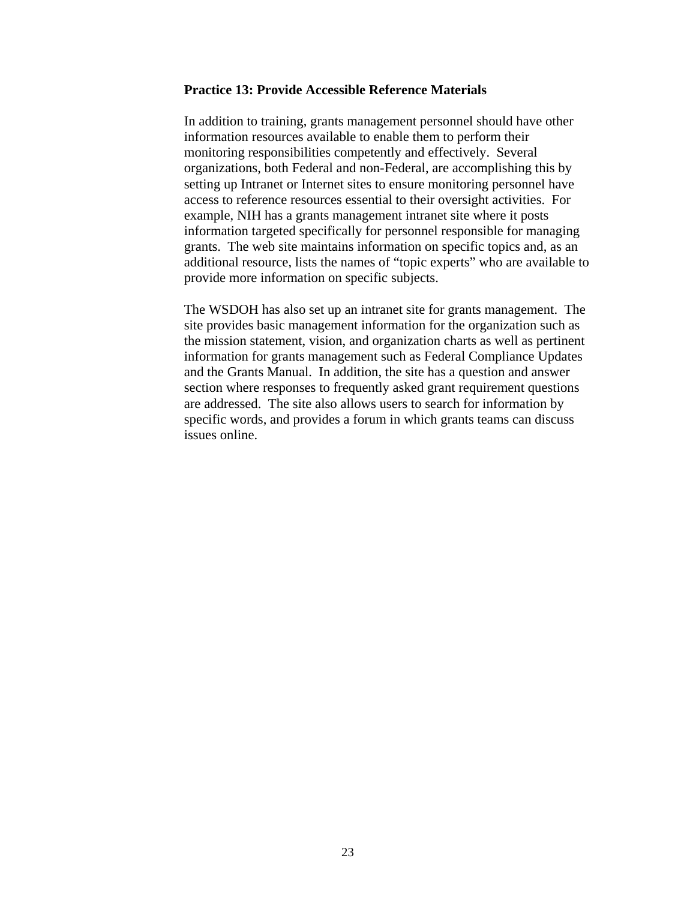**Practice 13: Provide Accessible Reference Materials**

In addition to training, grants management personnel should have other information resources available to enable them to perform their monitoring responsibilities competently and effectively. Several organizations, both Federal and non-Federal, are accomplishing this by setting up Intranet or Internet sites to ensure monitoring personnel have access to reference resources essential to their oversight activities. For example, NIH has a grants management intranet site where it posts information targeted specifically for personnel responsible for managing grants. The web site maintains information on specific topics and, as an additional resource, lists the names of "topic experts" who are available to provide more information on specific subjects.

The WSDOH has also set up an intranet site for grants management. The site provides basic management information for the organization such as the mission statement, vision, and organization charts as well as pertinent information for grants management such as Federal Compliance Updates and the Grants Manual. In addition, the site has a question and answer section where responses to frequently asked grant requirement questions are addressed. The site also allows users to search for information by specific words, and provides a forum in which grants teams can discuss issues online.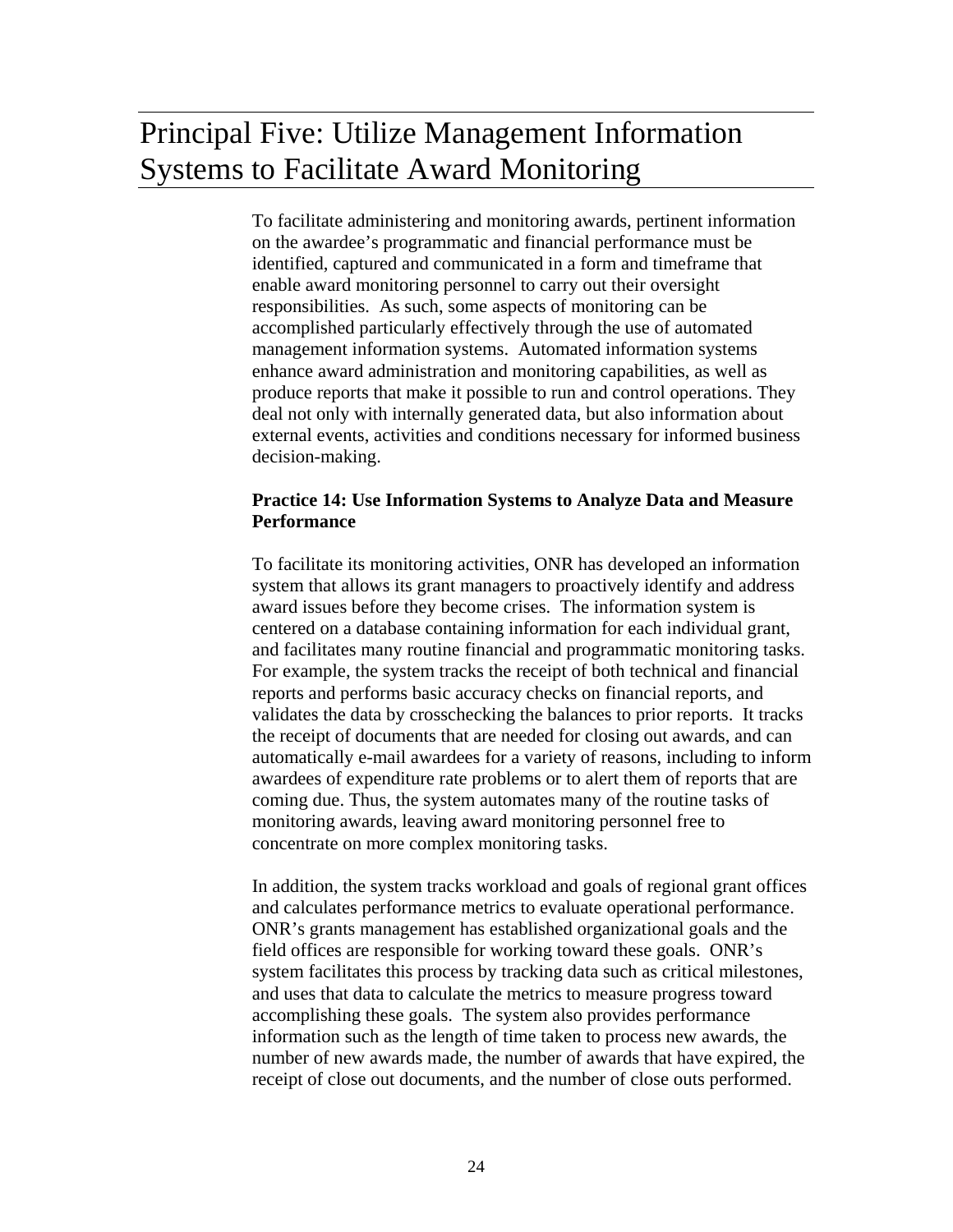# Principal Five: Utilize Management Information Systems to Facilitate Award Monitoring

To facilitate administering and monitoring awards, pertinent information on the awardee's programmatic and financial performance must be identified, captured and communicated in a form and timeframe that enable award monitoring personnel to carry out their oversight responsibilities. As such, some aspects of monitoring can be accomplished particularly effectively through the use of automated management information systems. Automated information systems enhance award administration and monitoring capabilities, as well as produce reports that make it possible to run and control operations. They deal not only with internally generated data, but also information about external events, activities and conditions necessary for informed business decision-making.

**Practice 14: Use Information Systems to Analyze Data and Measure Performance**

To facilitate its monitoring activities, ONR has developed an information system that allows its grant managers to proactively identify and address award issues before they become crises. The information system is centered on a database containing information for each individual grant, and facilitates many routine financial and programmatic monitoring tasks. For example, the system tracks the receipt of both technical and financial reports and performs basic accuracy checks on financial reports, and validates the data by crosschecking the balances to prior reports. It tracks the receipt of documents that are needed for closing out awards, and can automatically e-mail awardees for a variety of reasons, including to inform awardees of expenditure rate problems or to alert them of reports that are coming due. Thus, the system automates many of the routine tasks of monitoring awards, leaving award monitoring personnel free to concentrate on more complex monitoring tasks.

In addition, the system tracks workload and goals of regional grant offices and calculates performance metrics to evaluate operational performance. ONR's grants management has established organizational goals and the field offices are responsible for working toward these goals. ONR's system facilitates this process by tracking data such as critical milestones, and uses that data to calculate the metrics to measure progress toward accomplishing these goals. The system also provides performance information such as the length of time taken to process new awards, the number of new awards made, the number of awards that have expired, the receipt of close out documents, and the number of close outs performed.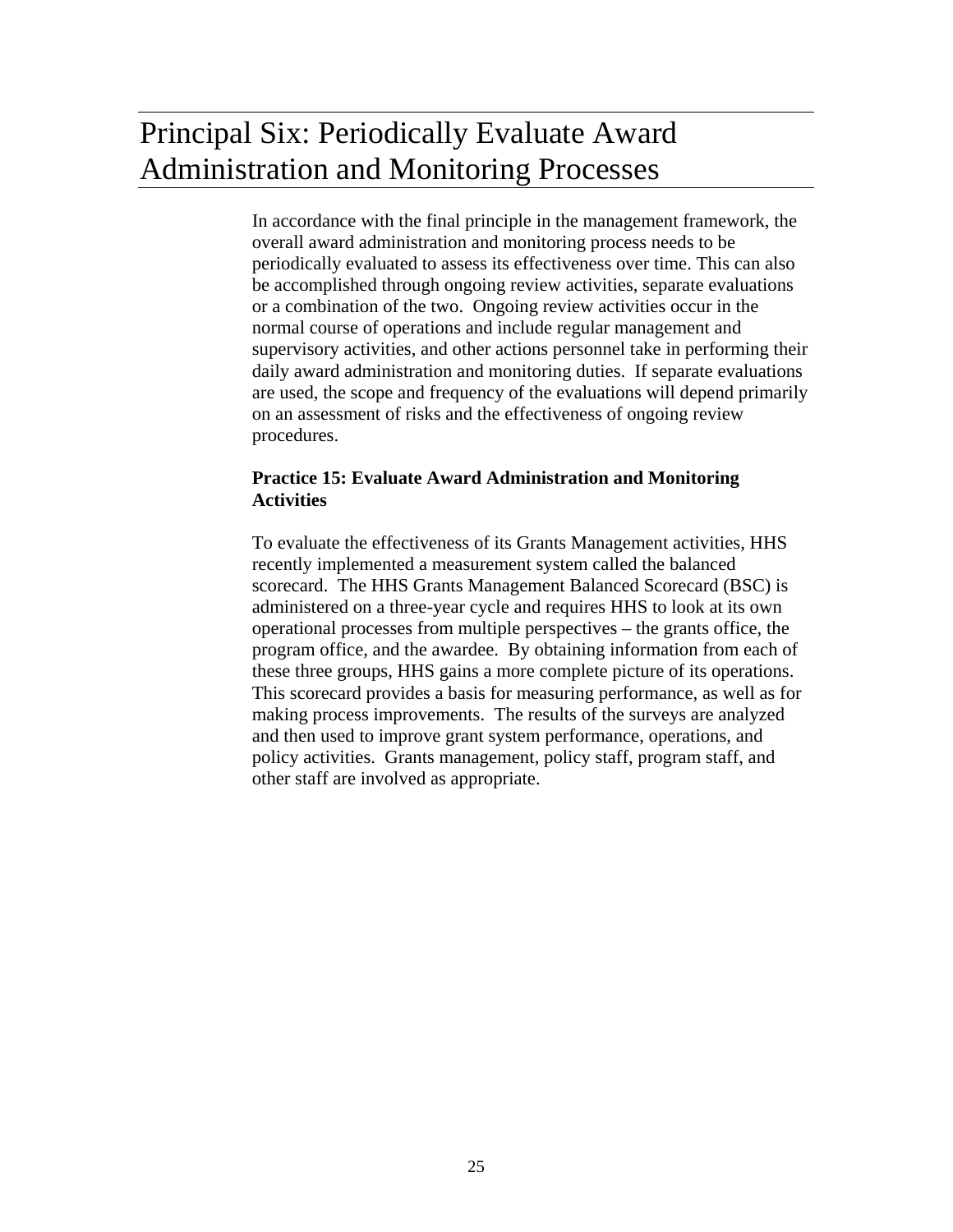# Principal Six: Periodically Evaluate Award Administration and Monitoring Processes

In accordance with the final principle in the management framework, the overall award administration and monitoring process needs to be periodically evaluated to assess its effectiveness over time. This can also be accomplished through ongoing review activities, separate evaluations or a combination of the two. Ongoing review activities occur in the normal course of operations and include regular management and supervisory activities, and other actions personnel take in performing their daily award administration and monitoring duties. If separate evaluations are used, the scope and frequency of the evaluations will depend primarily on an assessment of risks and the effectiveness of ongoing review procedures.

**Practice 15: Evaluate Award Administration and Monitoring Activities**

To evaluate the effectiveness of its Grants Management activities, HHS recently implemented a measurement system called the balanced scorecard. The HHS Grants Management Balanced Scorecard (BSC) is administered on a three-year cycle and requires HHS to look at its own operational processes from multiple perspectives – the grants office, the program office, and the awardee. By obtaining information from each of these three groups, HHS gains a more complete picture of its operations. This scorecard provides a basis for measuring performance, as well as for making process improvements. The results of the surveys are analyzed and then used to improve grant system performance, operations, and policy activities. Grants management, policy staff, program staff, and other staff are involved as appropriate.